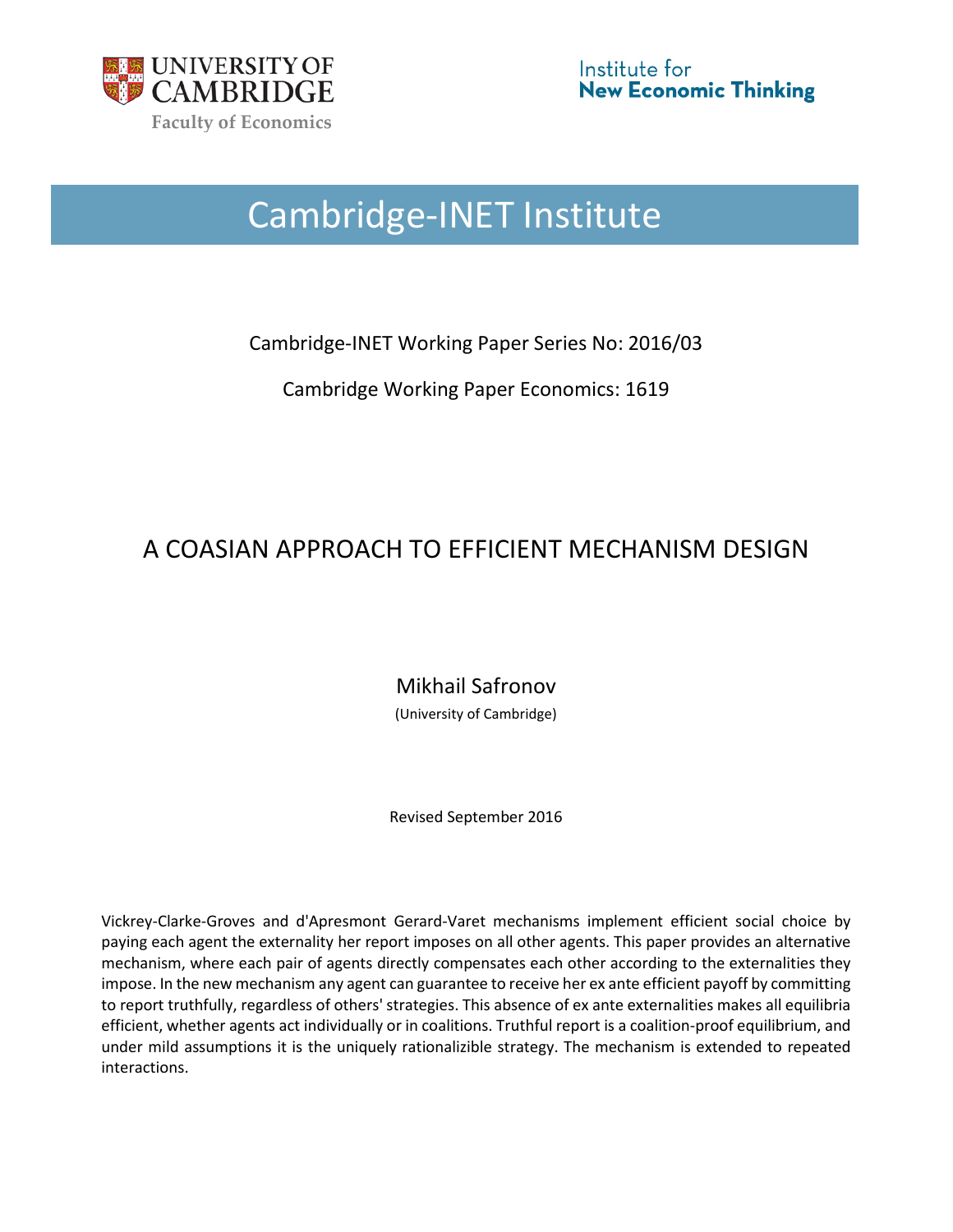UNIVERSITY OF CAMBRIDGE

Faculty of Economics

Institute for New Economic Thinking

# Cambridge-INET Institute

Cambridge-INET Working Paper Series No: 2016/03

Cambridge Working Paper Economics: 1619

## A COASIAN APPROACH TO EFFICIENT MECHANISM DESIGN

Mikhail Safronov

(University of Cambridge)

Revised September 2016

Vickrey-Clarke-Groves and d'Apresmont Gerard-Varet mechanisms implement efficient social choice by paying each agent the externality her report imposes on all other agents. This paper provides an alternative mechanism, where each pair of agents directly compensates each other according to the externalities they impose. In the new mechanism any agent can guarantee to receive her ex ante efficient payoff by committing to report truthfully, regardless of others' strategies. This absence of ex ante externalities makes all equilibria efficient, whether agents act individually or in coalitions. Truthful report is a coalition-proof equilibrium, and under mild assumptions it is the uniquely rationalizible strategy. The mechanism is extended to repeated interactions.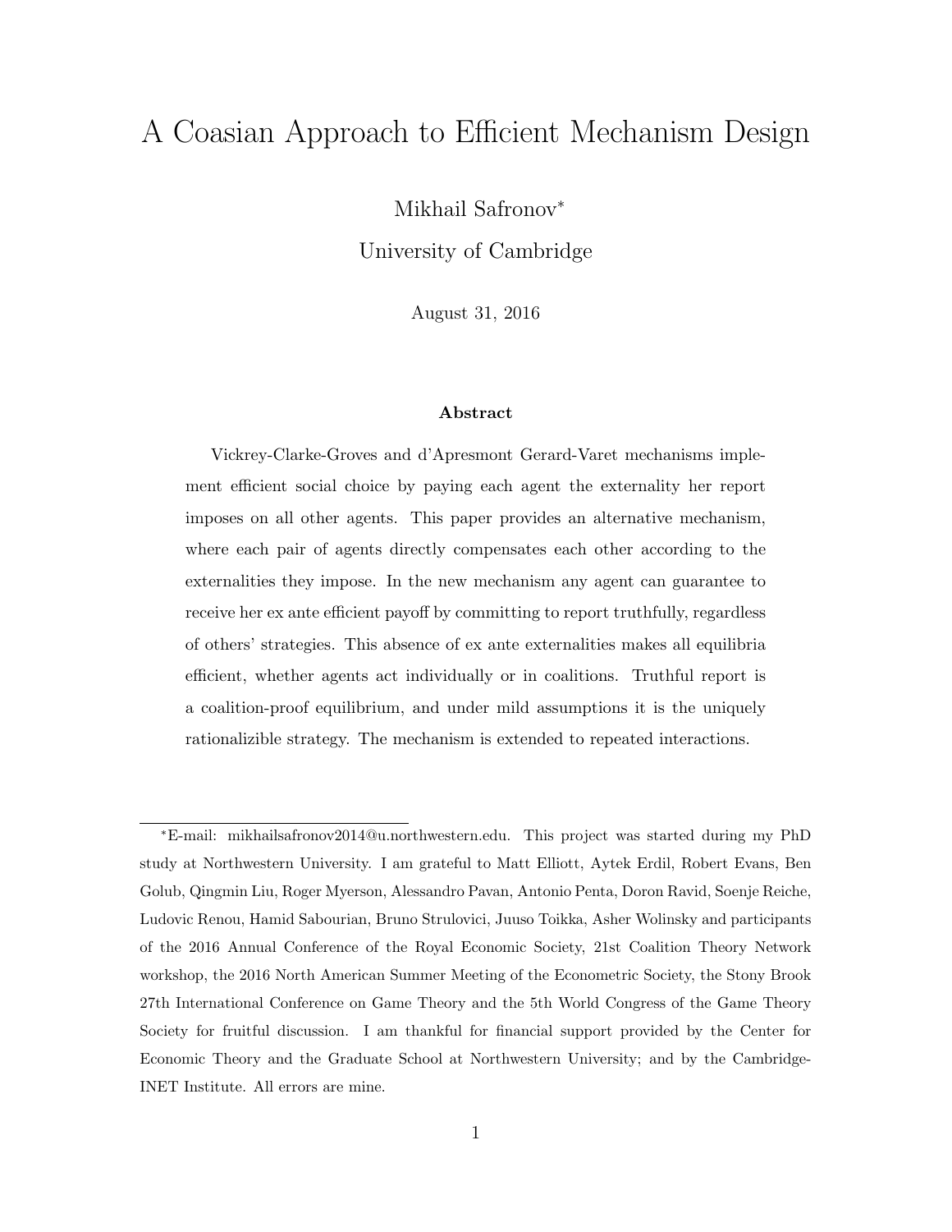# A Coasian Approach to Efficient Mechanism Design

Mikhail Safronov*

University of Cambridge

August 31, 2016

### Abstract

Vickrey-Clarke-Groves and d'Apresmont Gerard-Varet mechanisms implement efficient social choice by paying each agent the externality her report imposes on all other agents. This paper provides an alternative mechanism, where each pair of agents directly compensates each other according to the externalities they impose. In the new mechanism any agent can guarantee to receive her ex ante efficient payoff by committing to report truthfully, regardless of others' strategies. This absence of ex ante externalities makes all equilibria efficient, whether agents act individually or in coalitions. Truthful report is a coalition-proof equilibrium, and under mild assumptions it is the uniquely rationalizible strategy. The mechanism is extended to repeated interactions.

---

*E-mail: mikhailsafronov2014@u.northwestern.edu. This project was started during my PhD study at Northwestern University. I am grateful to Matt Elliott, Aytek Erdil, Robert Evans, Ben Golub, Qingmin Liu, Roger Myerson, Alessandro Pavan, Antonio Penta, Doron Ravid, Soenje Reiche, Ludovic Renou, Hamid Sabourian, Bruno Strulovici, Juuso Toikka, Asher Wolinsky and participants of the 2016 Annual Conference of the Royal Economic Society, 21st Coalition Theory Network workshop, the 2016 North American Summer Meeting of the Econometric Society, the Stony Brook 27th International Conference on Game Theory and the 5th World Congress of the Game Theory Society for fruitful discussion. I am thankful for financial support provided by the Center for Economic Theory and the Graduate School at Northwestern University; and by the Cambridge-INET Institute. All errors are mine.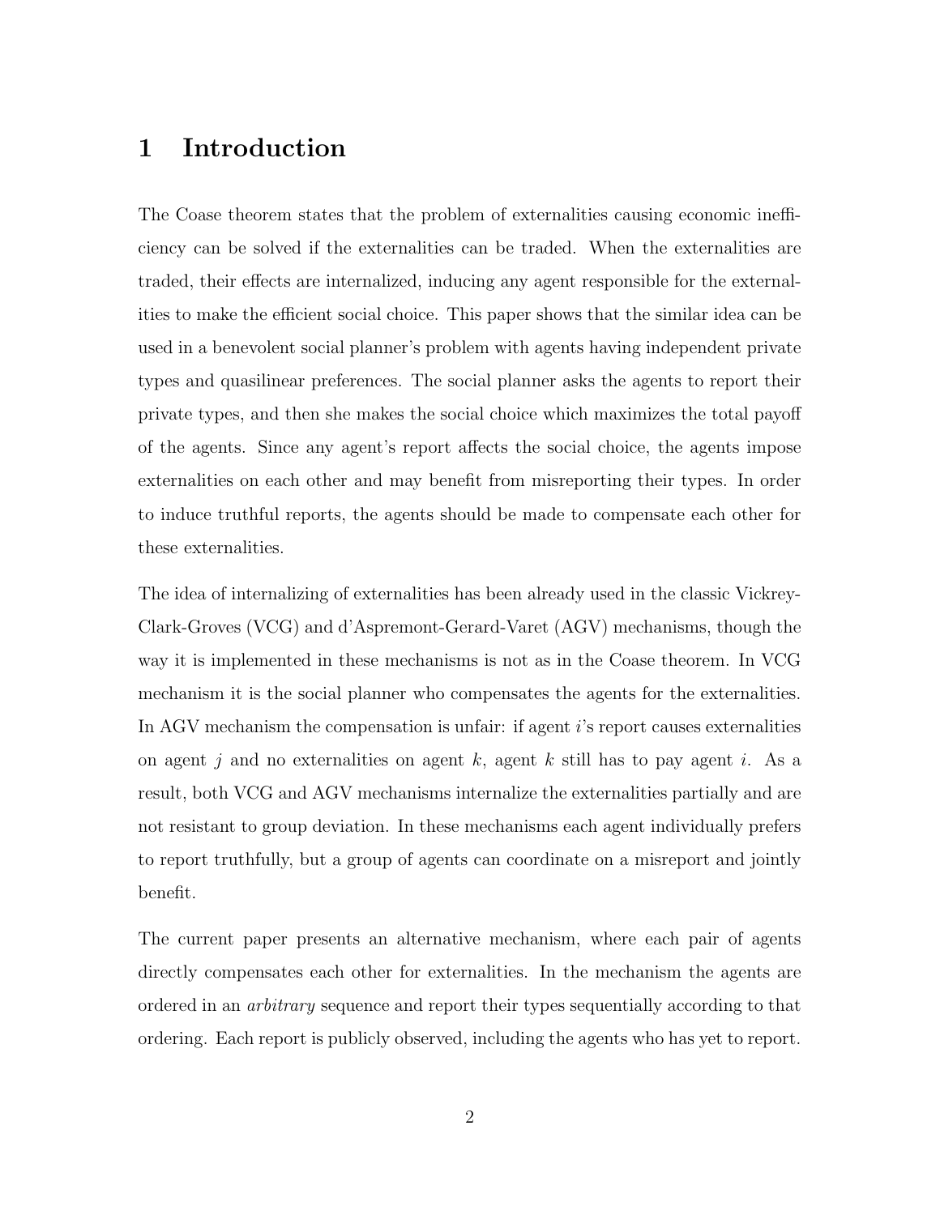# 1 Introduction

The Coase theorem states that the problem of externalities causing economic inefficiency can be solved if the externalities can be traded. When the externalities are traded, their effects are internalized, inducing any agent responsible for the externalities to make the efficient social choice. This paper shows that the similar idea can be used in a benevolent social planner's problem with agents having independent private types and quasilinear preferences. The social planner asks the agents to report their private types, and then she makes the social choice which maximizes the total payoff of the agents. Since any agent's report affects the social choice, the agents impose externalities on each other and may benefit from misreporting their types. In order to induce truthful reports, the agents should be made to compensate each other for these externalities.

The idea of internalizing of externalities has been already used in the classic Vickrey-Clark-Groves (VCG) and d'Aspremont-Gerard-Varet (AGV) mechanisms, though the way it is implemented in these mechanisms is not as in the Coase theorem. In VCG mechanism it is the social planner who compensates the agents for the externalities. In AGV mechanism the compensation is unfair: if agent $i$'s report causes externalities on agent $j$ and no externalities on agent $k$, agent $k$ still has to pay agent $i$. As a result, both VCG and AGV mechanisms internalize the externalities partially and are not resistant to group deviation. In these mechanisms each agent individually prefers to report truthfully, but a group of agents can coordinate on a misreport and jointly benefit.

The current paper presents an alternative mechanism, where each pair of agents directly compensates each other for externalities. In the mechanism the agents are ordered in an *arbitrary* sequence and report their types sequentially according to that ordering. Each report is publicly observed, including the agents who has yet to report.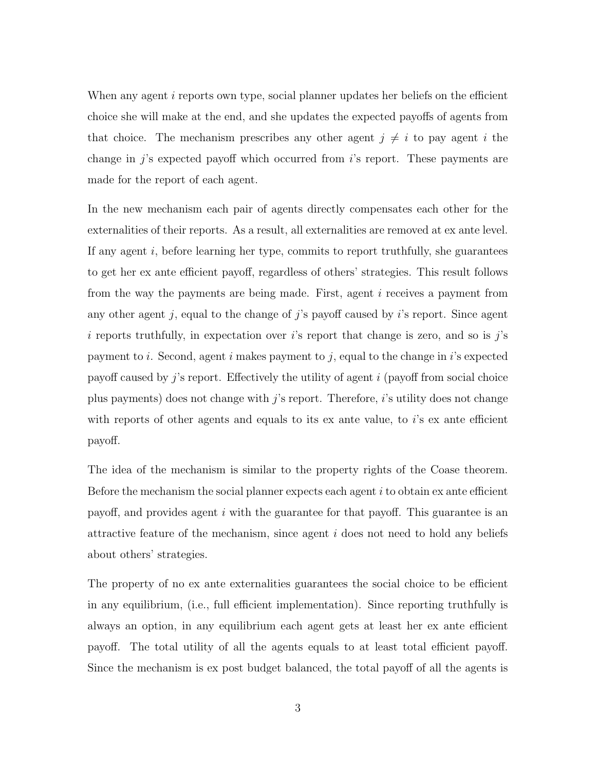When any agent $i$ reports own type, social planner updates her beliefs on the efficient choice she will make at the end, and she updates the expected payoffs of agents from that choice. The mechanism prescribes any other agent $j \neq i$ to pay agent $i$ the change in $j$'s expected payoff which occurred from $i$'s report. These payments are made for the report of each agent.

In the new mechanism each pair of agents directly compensates each other for the externalities of their reports. As a result, all externalities are removed at ex ante level. If any agent $i$, before learning her type, commits to report truthfully, she guarantees to get her ex ante efficient payoff, regardless of others' strategies. This result follows from the way the payments are being made. First, agent $i$ receives a payment from any other agent $j$, equal to the change of $j$'s payoff caused by $i$'s report. Since agent $i$ reports truthfully, in expectation over $i$'s report that change is zero, and so is $j$'s payment to $i$. Second, agent $i$ makes payment to $j$, equal to the change in $i$'s expected payoff caused by $j$'s report. Effectively the utility of agent $i$ (payoff from social choice plus payments) does not change with $j$'s report. Therefore, $i$'s utility does not change with reports of other agents and equals to its ex ante value, to $i$'s ex ante efficient payoff.

The idea of the mechanism is similar to the property rights of the Coase theorem. Before the mechanism the social planner expects each agent $i$ to obtain ex ante efficient payoff, and provides agent $i$ with the guarantee for that payoff. This guarantee is an attractive feature of the mechanism, since agent $i$ does not need to hold any beliefs about others' strategies.

The property of no ex ante externalities guarantees the social choice to be efficient in any equilibrium, (i.e., full efficient implementation). Since reporting truthfully is always an option, in any equilibrium each agent gets at least her ex ante efficient payoff. The total utility of all the agents equals to at least total efficient payoff. Since the mechanism is ex post budget balanced, the total payoff of all the agents is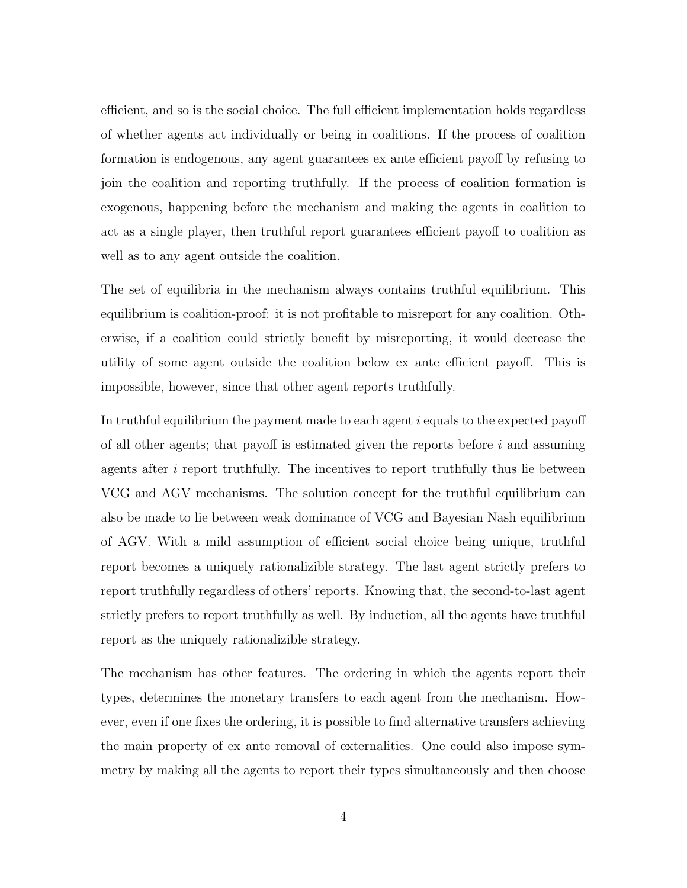efficient, and so is the social choice. The full efficient implementation holds regardless of whether agents act individually or being in coalitions. If the process of coalition formation is endogenous, any agent guarantees ex ante efficient payoff by refusing to join the coalition and reporting truthfully. If the process of coalition formation is exogenous, happening before the mechanism and making the agents in coalition to act as a single player, then truthful report guarantees efficient payoff to coalition as well as to any agent outside the coalition.

The set of equilibria in the mechanism always contains truthful equilibrium. This equilibrium is coalition-proof: it is not profitable to misreport for any coalition. Otherwise, if a coalition could strictly benefit by misreporting, it would decrease the utility of some agent outside the coalition below ex ante efficient payoff. This is impossible, however, since that other agent reports truthfully.

In truthful equilibrium the payment made to each agent $i$ equals to the expected payoff of all other agents; that payoff is estimated given the reports before $i$ and assuming agents after $i$ report truthfully. The incentives to report truthfully thus lie between VCG and AGV mechanisms. The solution concept for the truthful equilibrium can also be made to lie between weak dominance of VCG and Bayesian Nash equilibrium of AGV. With a mild assumption of efficient social choice being unique, truthful report becomes a uniquely rationalizible strategy. The last agent strictly prefers to report truthfully regardless of others' reports. Knowing that, the second-to-last agent strictly prefers to report truthfully as well. By induction, all the agents have truthful report as the uniquely rationalizible strategy.

The mechanism has other features. The ordering in which the agents report their types, determines the monetary transfers to each agent from the mechanism. However, even if one fixes the ordering, it is possible to find alternative transfers achieving the main property of ex ante removal of externalities. One could also impose symmetry by making all the agents to report their types simultaneously and then choose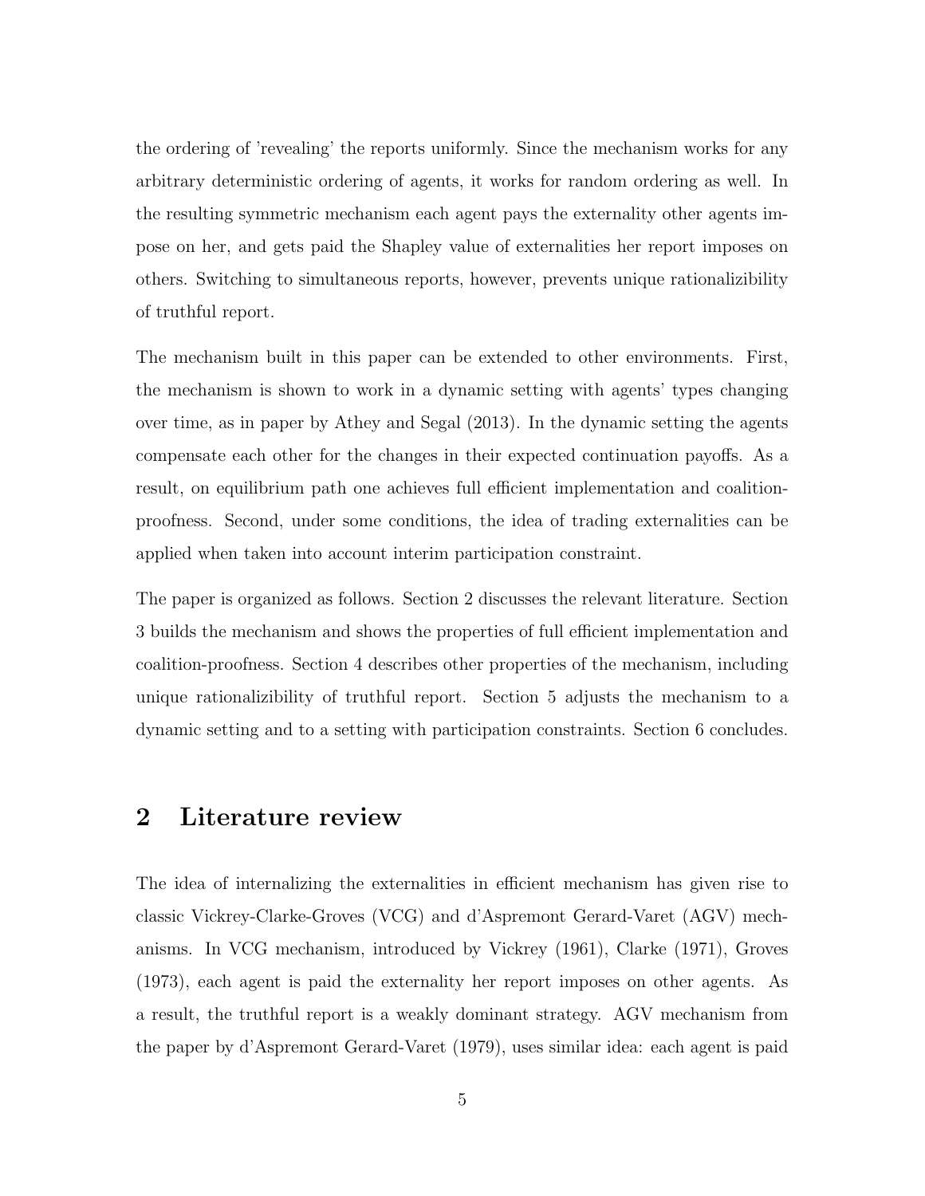the ordering of 'revealing' the reports uniformly. Since the mechanism works for any arbitrary deterministic ordering of agents, it works for random ordering as well. In the resulting symmetric mechanism each agent pays the externality other agents impose on her, and gets paid the Shapley value of externalities her report imposes on others. Switching to simultaneous reports, however, prevents unique rationalizibility of truthful report.

The mechanism built in this paper can be extended to other environments. First, the mechanism is shown to work in a dynamic setting with agents' types changing over time, as in paper by Athey and Segal (2013). In the dynamic setting the agents compensate each other for the changes in their expected continuation payoffs. As a result, on equilibrium path one achieves full efficient implementation and coalition-proofness. Second, under some conditions, the idea of trading externalities can be applied when taken into account interim participation constraint.

The paper is organized as follows. Section 2 discusses the relevant literature. Section 3 builds the mechanism and shows the properties of full efficient implementation and coalition-proofness. Section 4 describes other properties of the mechanism, including unique rationalizibility of truthful report. Section 5 adjusts the mechanism to a dynamic setting and to a setting with participation constraints. Section 6 concludes.

## 2 Literature review

The idea of internalizing the externalities in efficient mechanism has given rise to classic Vickrey-Clarke-Groves (VCG) and d'Aspremont Gerard-Varet (AGV) mechanisms. In VCG mechanism, introduced by Vickrey (1961), Clarke (1971), Groves (1973), each agent is paid the externality her report imposes on other agents. As a result, the truthful report is a weakly dominant strategy. AGV mechanism from the paper by d'Aspremont Gerard-Varet (1979), uses similar idea: each agent is paid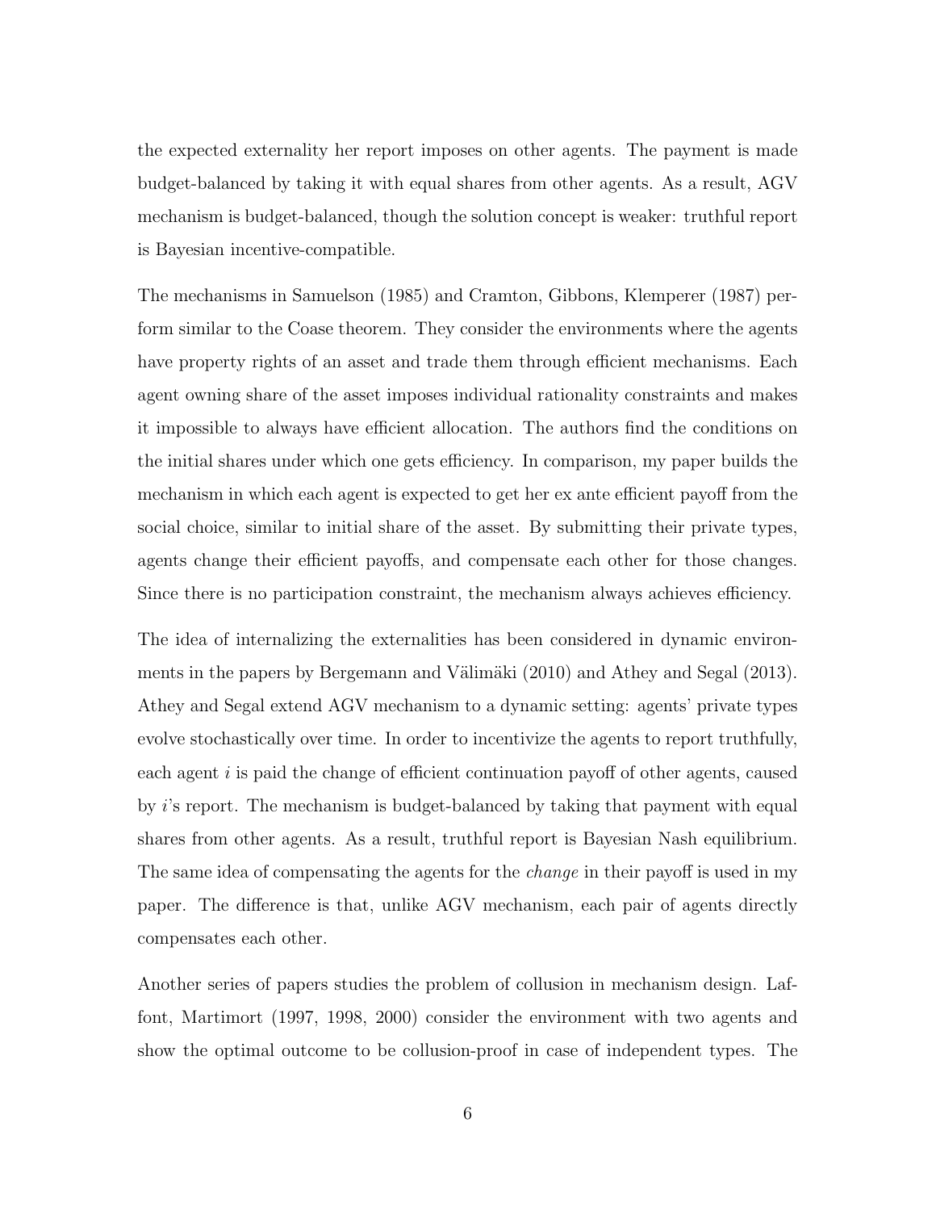the expected externality her report imposes on other agents. The payment is made budget-balanced by taking it with equal shares from other agents. As a result, AGV mechanism is budget-balanced, though the solution concept is weaker: truthful report is Bayesian incentive-compatible.

The mechanisms in Samuelson (1985) and Cramton, Gibbons, Klemperer (1987) perform similar to the Coase theorem. They consider the environments where the agents have property rights of an asset and trade them through efficient mechanisms. Each agent owning share of the asset imposes individual rationality constraints and makes it impossible to always have efficient allocation. The authors find the conditions on the initial shares under which one gets efficiency. In comparison, my paper builds the mechanism in which each agent is expected to get her ex ante efficient payoff from the social choice, similar to initial share of the asset. By submitting their private types, agents change their efficient payoffs, and compensate each other for those changes. Since there is no participation constraint, the mechanism always achieves efficiency.

The idea of internalizing the externalities has been considered in dynamic environments in the papers by Bergemann and Välimäki (2010) and Athey and Segal (2013). Athey and Segal extend AGV mechanism to a dynamic setting: agents' private types evolve stochastically over time. In order to incentivize the agents to report truthfully, each agent $i$ is paid the change of efficient continuation payoff of other agents, caused by $i$'s report. The mechanism is budget-balanced by taking that payment with equal shares from other agents. As a result, truthful report is Bayesian Nash equilibrium. The same idea of compensating the agents for the *change* in their payoff is used in my paper. The difference is that, unlike AGV mechanism, each pair of agents directly compensates each other.

Another series of papers studies the problem of collusion in mechanism design. Laffont, Martimort (1997, 1998, 2000) consider the environment with two agents and show the optimal outcome to be collusion-proof in case of independent types. The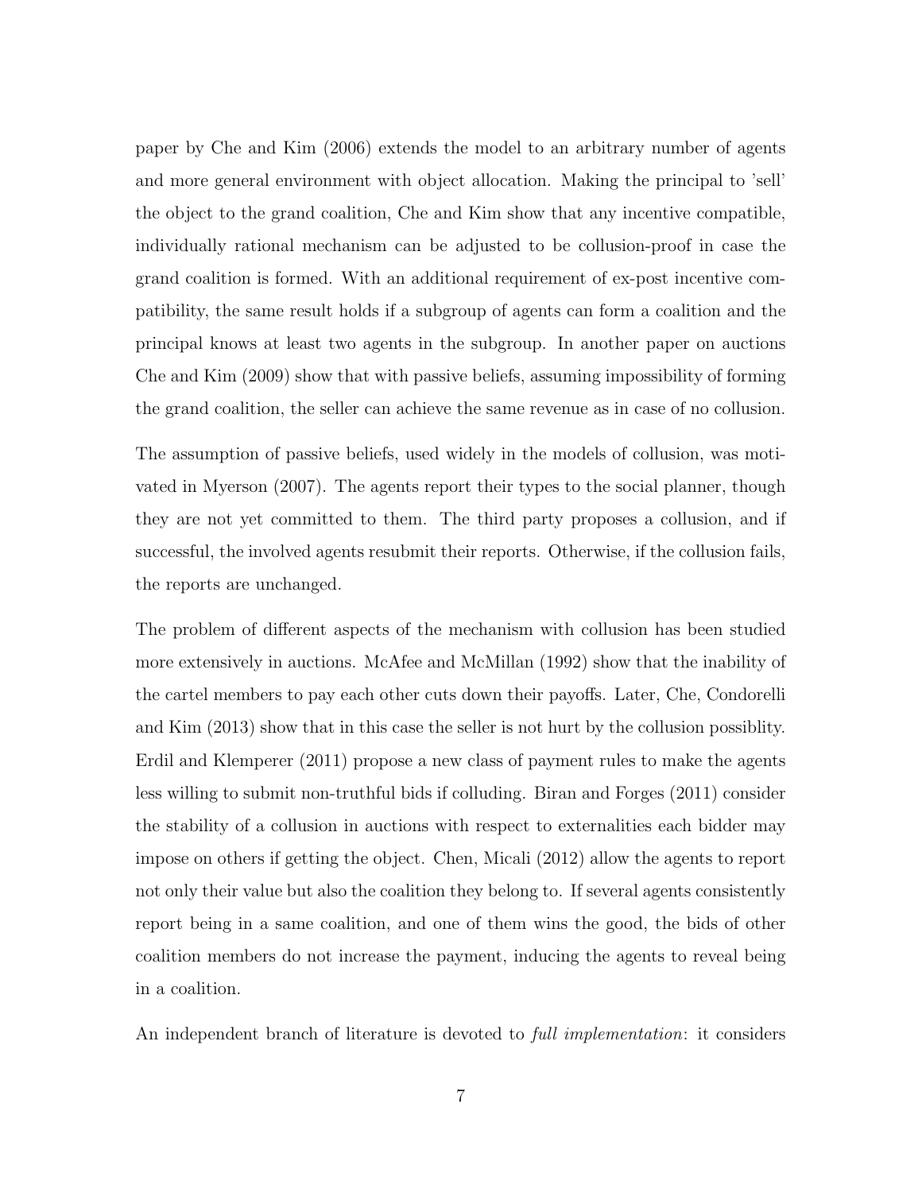paper by Che and Kim (2006) extends the model to an arbitrary number of agents and more general environment with object allocation. Making the principal to 'sell' the object to the grand coalition, Che and Kim show that any incentive compatible, individually rational mechanism can be adjusted to be collusion-proof in case the grand coalition is formed. With an additional requirement of ex-post incentive compatibility, the same result holds if a subgroup of agents can form a coalition and the principal knows at least two agents in the subgroup. In another paper on auctions Che and Kim (2009) show that with passive beliefs, assuming impossibility of forming the grand coalition, the seller can achieve the same revenue as in case of no collusion.

The assumption of passive beliefs, used widely in the models of collusion, was motivated in Myerson (2007). The agents report their types to the social planner, though they are not yet committed to them. The third party proposes a collusion, and if successful, the involved agents resubmit their reports. Otherwise, if the collusion fails, the reports are unchanged.

The problem of different aspects of the mechanism with collusion has been studied more extensively in auctions. McAfee and McMillan (1992) show that the inability of the cartel members to pay each other cuts down their payoffs. Later, Che, Condorelli and Kim (2013) show that in this case the seller is not hurt by the collusion possiblity. Erdil and Klemperer (2011) propose a new class of payment rules to make the agents less willing to submit non-truthful bids if colluding. Biran and Forges (2011) consider the stability of a collusion in auctions with respect to externalities each bidder may impose on others if getting the object. Chen, Micali (2012) allow the agents to report not only their value but also the coalition they belong to. If several agents consistently report being in a same coalition, and one of them wins the good, the bids of other coalition members do not increase the payment, inducing the agents to reveal being in a coalition.

An independent branch of literature is devoted to *full implementation*: it considers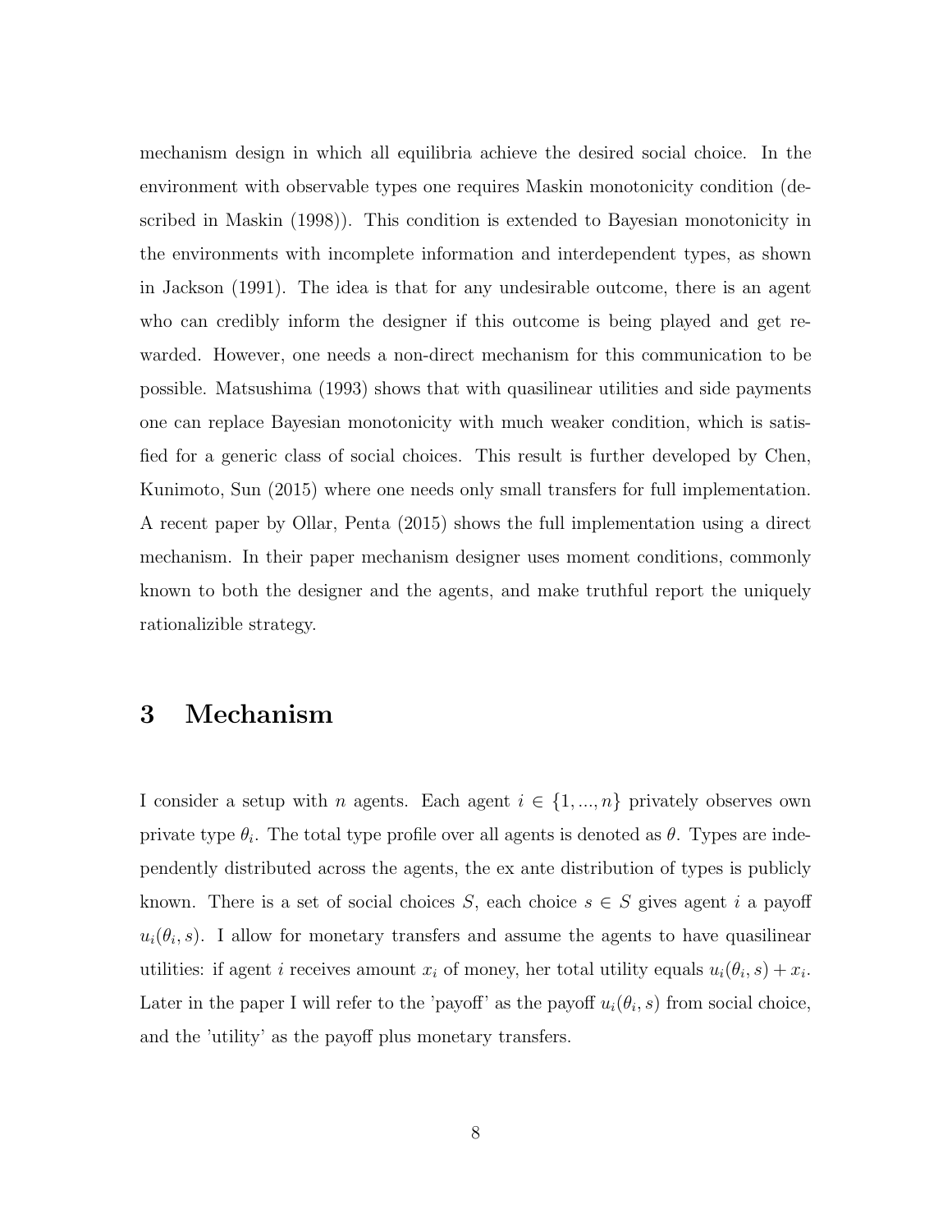mechanism design in which all equilibria achieve the desired social choice. In the environment with observable types one requires Maskin monotonicity condition (described in Maskin (1998)). This condition is extended to Bayesian monotonicity in the environments with incomplete information and interdependent types, as shown in Jackson (1991). The idea is that for any undesirable outcome, there is an agent who can credibly inform the designer if this outcome is being played and get rewarded. However, one needs a non-direct mechanism for this communication to be possible. Matsushima (1993) shows that with quasilinear utilities and side payments one can replace Bayesian monotonicity with much weaker condition, which is satisfied for a generic class of social choices. This result is further developed by Chen, Kunimoto, Sun (2015) where one needs only small transfers for full implementation. A recent paper by Ollar, Penta (2015) shows the full implementation using a direct mechanism. In their paper mechanism designer uses moment conditions, commonly known to both the designer and the agents, and make truthful report the uniquely rationalizible strategy.

# 3 Mechanism

I consider a setup with $n$ agents. Each agent $i \in \{1, ..., n\}$ privately observes own private type $\theta_i$. The total type profile over all agents is denoted as $\theta$. Types are independently distributed across the agents, the ex ante distribution of types is publicly known. There is a set of social choices $S$, each choice $s \in S$ gives agent $i$ a payoff $u_i(\theta_i, s)$. I allow for monetary transfers and assume the agents to have quasilinear utilities: if agent $i$ receives amount $x_i$ of money, her total utility equals $u_i(\theta_i, s) + x_i$. Later in the paper I will refer to the 'payoff' as the payoff $u_i(\theta_i, s)$ from social choice, and the 'utility' as the payoff plus monetary transfers.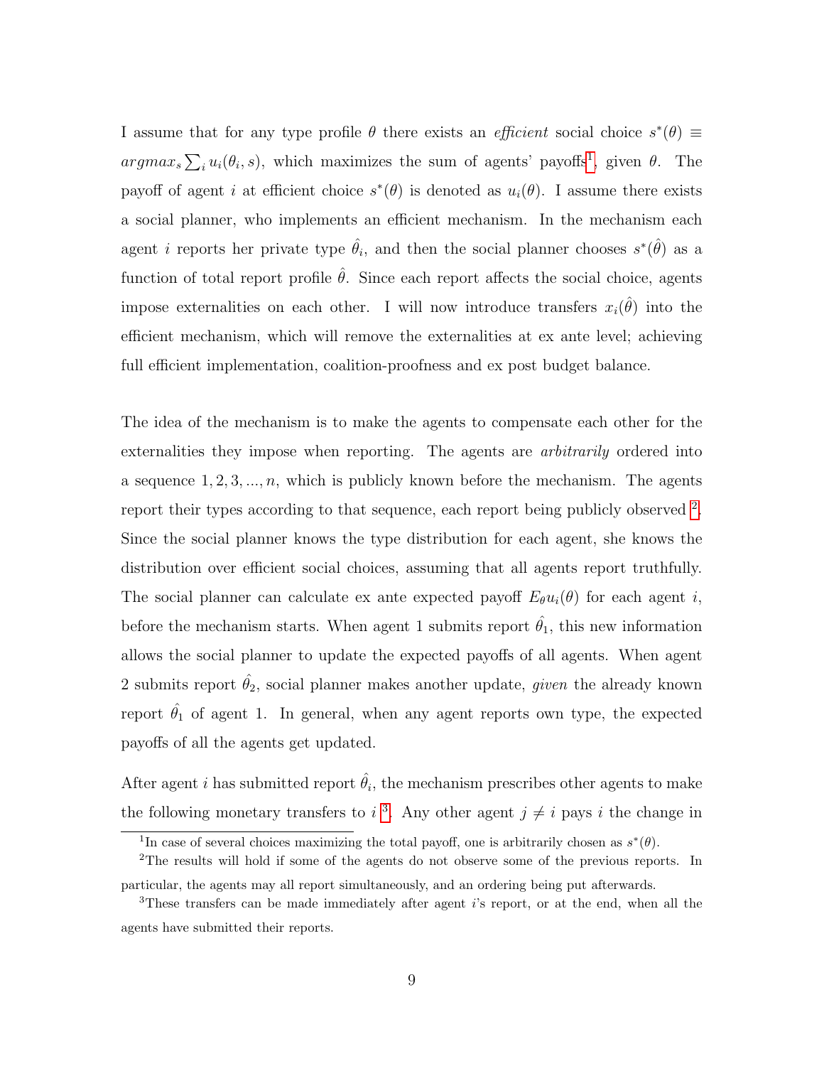I assume that for any type profile $\theta$ there exists an *efficient* social choice $s^*(\theta) \equiv argmax_s \sum_i u_i(\theta_i, s)$, which maximizes the sum of agents' payoffs[1], given $\theta$. The payoff of agent $i$ at efficient choice $s^*(\theta)$ is denoted as $u_i(\theta)$. I assume there exists a social planner, who implements an efficient mechanism. In the mechanism each agent $i$ reports her private type $\hat{\theta}_i$, and then the social planner chooses $s^*(\hat{\theta})$ as a function of total report profile $\hat{\theta}$. Since each report affects the social choice, agents impose externalities on each other. I will now introduce transfers $x_i(\hat{\theta})$ into the efficient mechanism, which will remove the externalities at ex ante level; achieving full efficient implementation, coalition-proofness and ex post budget balance.

The idea of the mechanism is to make the agents to compensate each other for the externalities they impose when reporting. The agents are *arbitrarily* ordered into a sequence $1, 2, 3, ..., n$, which is publicly known before the mechanism. The agents report their types according to that sequence, each report being publicly observed [2]. Since the social planner knows the type distribution for each agent, she knows the distribution over efficient social choices, assuming that all agents report truthfully. The social planner can calculate ex ante expected payoff $E_\theta u_i(\theta)$ for each agent $i$, before the mechanism starts. When agent 1 submits report $\hat{\theta}_1$, this new information allows the social planner to update the expected payoffs of all agents. When agent 2 submits report $\hat{\theta}_2$, social planner makes another update, *given* the already known report $\hat{\theta}_1$ of agent 1. In general, when any agent reports own type, the expected payoffs of all the agents get updated.

After agent $i$ has submitted report $\hat{\theta}_i$, the mechanism prescribes other agents to make the following monetary transfers to $i$ [3]. Any other agent $j \neq i$ pays $i$ the change in

[1] In case of several choices maximizing the total payoff, one is arbitrarily chosen as $s^*(\theta)$.

[2] The results will hold if some of the agents do not observe some of the previous reports. In particular, the agents may all report simultaneously, and an ordering being put afterwards.

[3] These transfers can be made immediately after agent $i$'s report, or at the end, when all the agents have submitted their reports.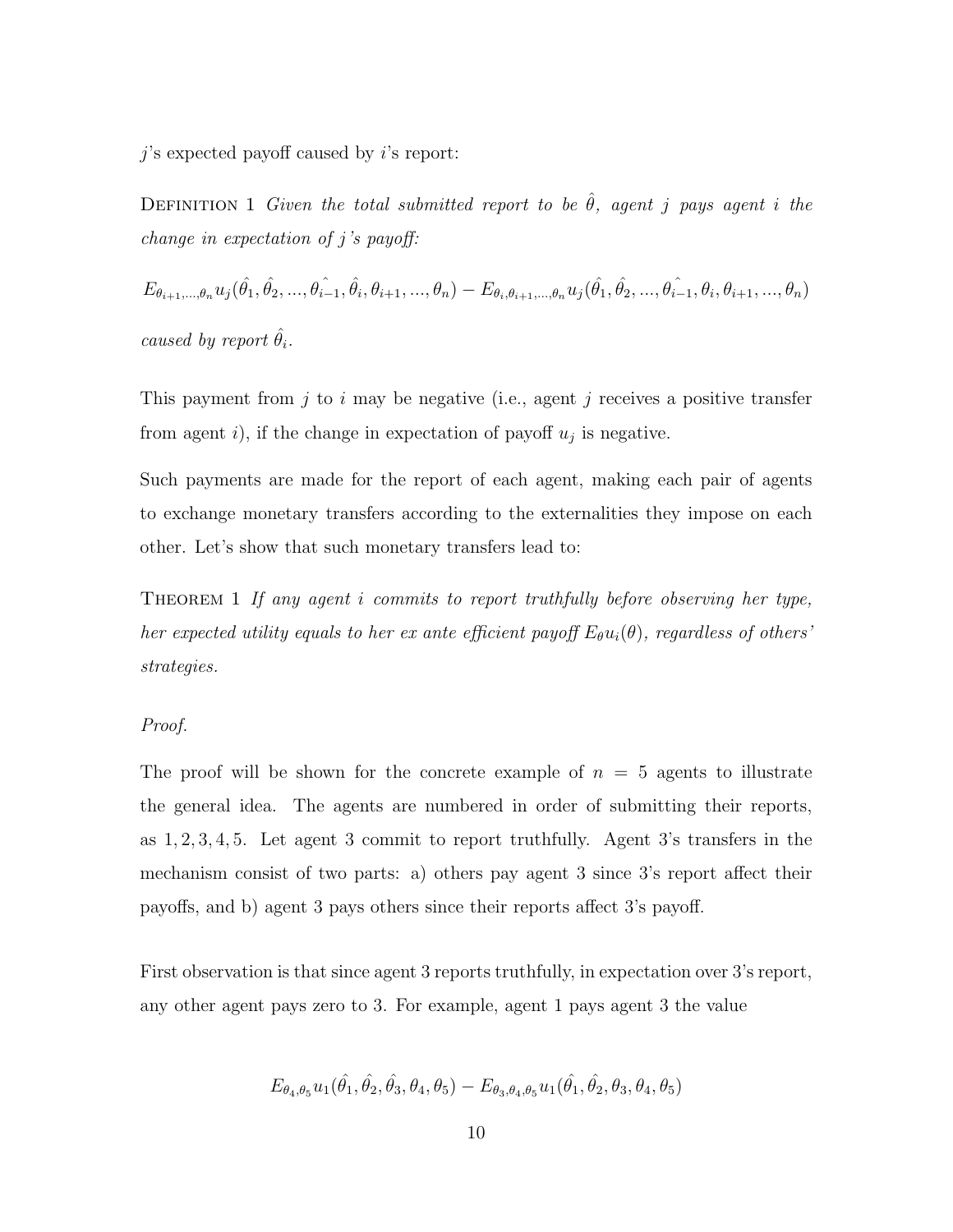$j$'s expected payoff caused by $i$'s report:

Definition 1 *Given the total submitted report to be $\hat{\theta}$, agent $j$ pays agent $i$ the change in expectation of $j$'s payoff:*

$$E_{\theta_{i+1},...,\theta_n} u_j(\hat{\theta}_1, \hat{\theta}_2, ..., \hat{\theta_{i-1}}, \hat{\theta}_i, \theta_{i+1}, ..., \theta_n) - E_{\theta_i,\theta_{i+1},...,\theta_n} u_j(\hat{\theta}_1, \hat{\theta}_2, ..., \hat{\theta_{i-1}}, \theta_i, \theta_{i+1}, ..., \theta_n)$$

*caused by report $\hat{\theta}_i$.*

This payment from $j$ to $i$ may be negative (i.e., agent $j$ receives a positive transfer from agent $i$), if the change in expectation of payoff $u_j$ is negative.

Such payments are made for the report of each agent, making each pair of agents to exchange monetary transfers according to the externalities they impose on each other. Let's show that such monetary transfers lead to:

Theorem 1 *If any agent $i$ commits to report truthfully before observing her type, her expected utility equals to her ex ante efficient payoff $E_\theta u_i(\theta)$, regardless of others' strategies.*

*Proof.*

The proof will be shown for the concrete example of $n = 5$ agents to illustrate the general idea. The agents are numbered in order of submitting their reports, as $1, 2, 3, 4, 5$. Let agent 3 commit to report truthfully. Agent 3's transfers in the mechanism consist of two parts: a) others pay agent 3 since 3's report affect their payoffs, and b) agent 3 pays others since their reports affect 3's payoff.

First observation is that since agent 3 reports truthfully, in expectation over 3's report, any other agent pays zero to 3. For example, agent 1 pays agent 3 the value

$$E_{\theta_4,\theta_5} u_1(\hat{\theta}_1, \hat{\theta}_2, \hat{\theta}_3, \theta_4, \theta_5) - E_{\theta_3,\theta_4,\theta_5} u_1(\hat{\theta}_1, \hat{\theta}_2, \theta_3, \theta_4, \theta_5)$$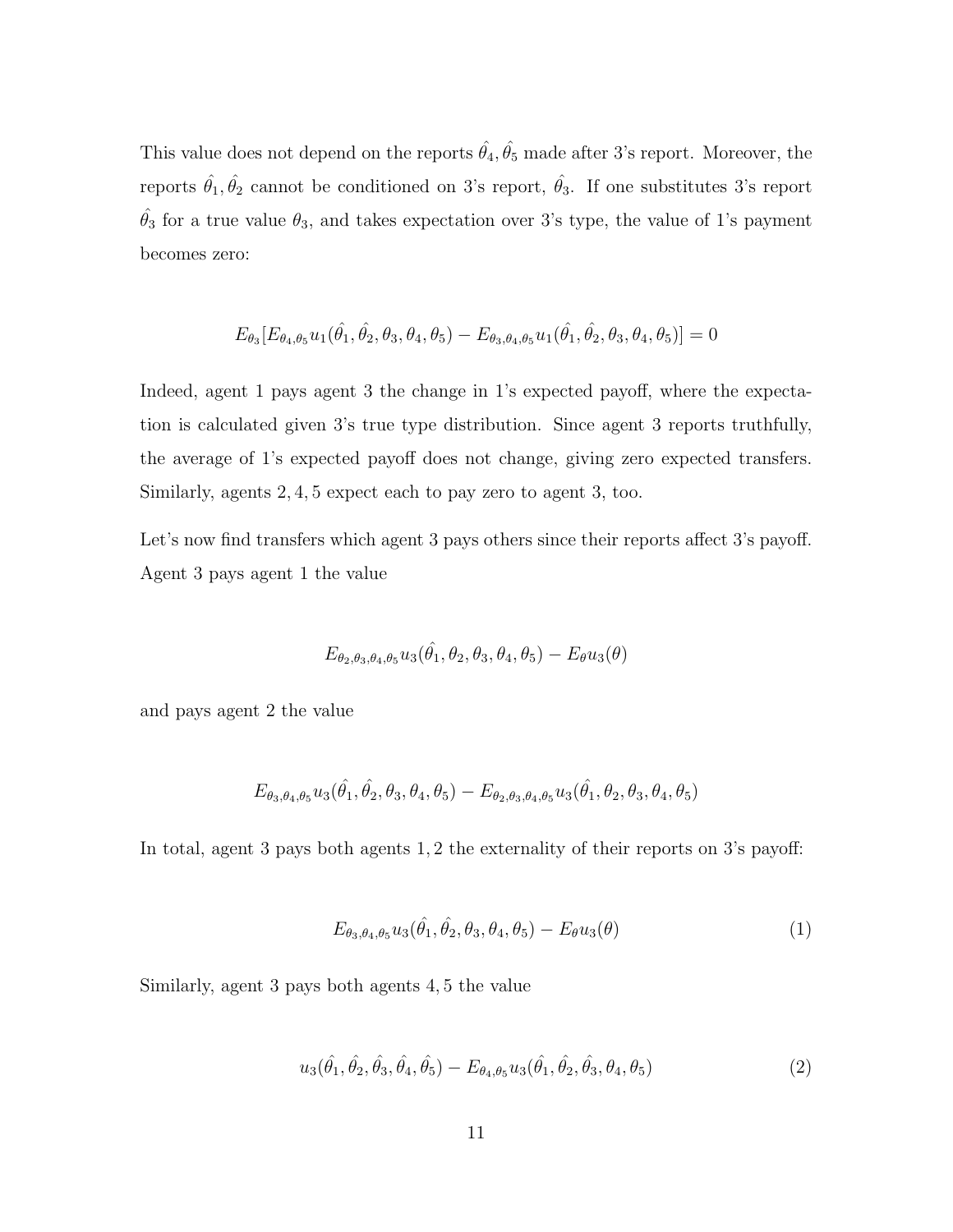This value does not depend on the reports $\hat{\theta_4}, \hat{\theta_5}$ made after 3's report. Moreover, the reports $\hat{\theta_1}, \hat{\theta_2}$ cannot be conditioned on 3's report, $\hat{\theta_3}$. If one substitutes 3's report $\hat{\theta_3}$ for a true value $\theta_3$, and takes expectation over 3's type, the value of 1's payment becomes zero:

$$E_{\theta_3}[E_{\theta_4,\theta_5} u_1(\hat{\theta_1}, \hat{\theta_2}, \theta_3, \theta_4, \theta_5) - E_{\theta_3,\theta_4,\theta_5} u_1(\hat{\theta_1}, \hat{\theta_2}, \theta_3, \theta_4, \theta_5)] = 0$$

Indeed, agent 1 pays agent 3 the change in 1's expected payoff, where the expectation is calculated given 3's true type distribution. Since agent 3 reports truthfully, the average of 1's expected payoff does not change, giving zero expected transfers. Similarly, agents $2, 4, 5$ expect each to pay zero to agent 3, too.

Let's now find transfers which agent 3 pays others since their reports affect 3's payoff. Agent 3 pays agent 1 the value

$$E_{\theta_2,\theta_3,\theta_4,\theta_5} u_3(\hat{\theta_1}, \theta_2, \theta_3, \theta_4, \theta_5) - E_\theta u_3(\theta)$$

and pays agent 2 the value

$$E_{\theta_3,\theta_4,\theta_5} u_3(\hat{\theta_1}, \hat{\theta_2}, \theta_3, \theta_4, \theta_5) - E_{\theta_2,\theta_3,\theta_4,\theta_5} u_3(\hat{\theta_1}, \theta_2, \theta_3, \theta_4, \theta_5)$$

In total, agent 3 pays both agents $1, 2$ the externality of their reports on 3's payoff:

$$E_{\theta_3,\theta_4,\theta_5} u_3(\hat{\theta_1}, \hat{\theta_2}, \theta_3, \theta_4, \theta_5) - E_\theta u_3(\theta) \tag{1}$$

Similarly, agent 3 pays both agents $4, 5$ the value

$$u_3(\hat{\theta_1}, \hat{\theta_2}, \hat{\theta_3}, \hat{\theta_4}, \hat{\theta_5}) - E_{\theta_4,\theta_5} u_3(\hat{\theta_1}, \hat{\theta_2}, \hat{\theta_3}, \theta_4, \theta_5) \tag{2}$$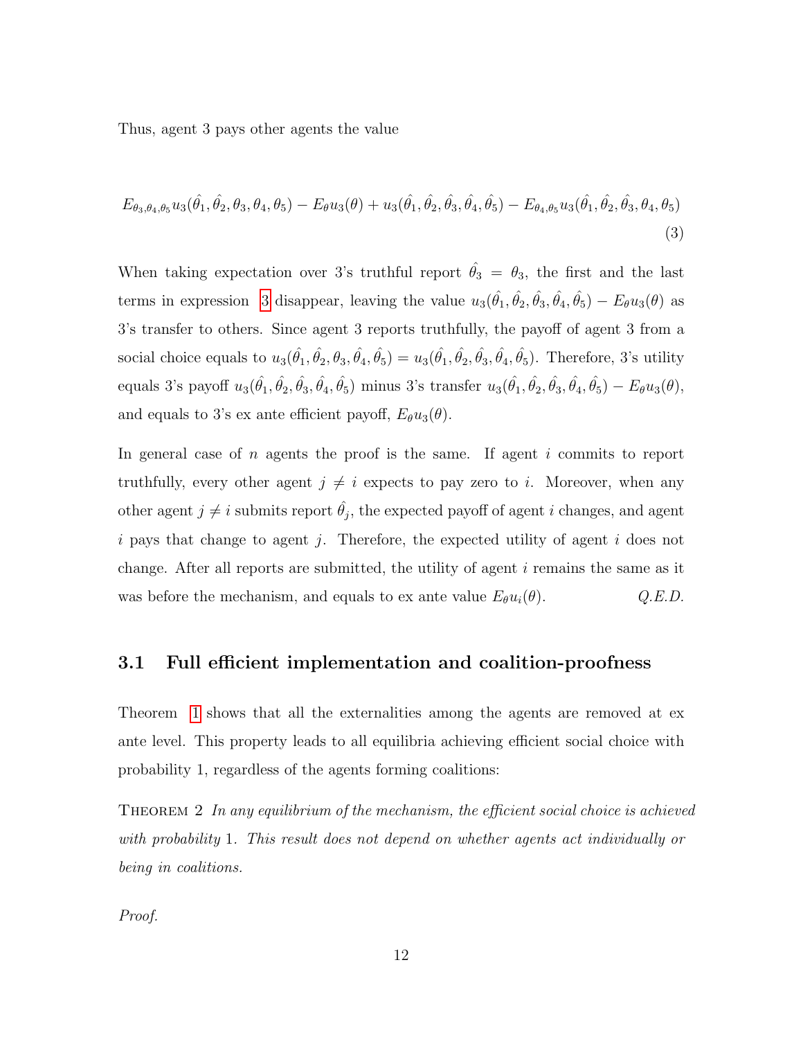Thus, agent 3 pays other agents the value

$$E_{\theta_3,\theta_4,\theta_5} u_3(\hat{\theta}_1, \hat{\theta}_2, \theta_3, \theta_4, \theta_5) - E_\theta u_3(\theta) + u_3(\hat{\theta}_1, \hat{\theta}_2, \hat{\theta}_3, \hat{\theta}_4, \hat{\theta}_5) - E_{\theta_4,\theta_5} u_3(\hat{\theta}_1, \hat{\theta}_2, \hat{\theta}_3, \theta_4, \theta_5) \tag{3}$$

When taking expectation over 3's truthful report $\hat{\theta}_3 = \theta_3$, the first and the last terms in expression 3 disappear, leaving the value $u_3(\hat{\theta}_1, \hat{\theta}_2, \hat{\theta}_3, \hat{\theta}_4, \hat{\theta}_5) - E_\theta u_3(\theta)$ as 3's transfer to others. Since agent 3 reports truthfully, the payoff of agent 3 from a social choice equals to $u_3(\hat{\theta}_1, \hat{\theta}_2, \theta_3, \hat{\theta}_4, \hat{\theta}_5) = u_3(\hat{\theta}_1, \hat{\theta}_2, \hat{\theta}_3, \hat{\theta}_4, \hat{\theta}_5)$. Therefore, 3's utility equals 3's payoff $u_3(\hat{\theta}_1, \hat{\theta}_2, \hat{\theta}_3, \hat{\theta}_4, \hat{\theta}_5)$ minus 3's transfer $u_3(\hat{\theta}_1, \hat{\theta}_2, \hat{\theta}_3, \hat{\theta}_4, \hat{\theta}_5) - E_\theta u_3(\theta)$, and equals to 3's ex ante efficient payoff, $E_\theta u_3(\theta)$.

In general case of $n$ agents the proof is the same. If agent $i$ commits to report truthfully, every other agent $j \neq i$ expects to pay zero to $i$. Moreover, when any other agent $j \neq i$ submits report $\hat{\theta}_j$, the expected payoff of agent $i$ changes, and agent $i$ pays that change to agent $j$. Therefore, the expected utility of agent $i$ does not change. After all reports are submitted, the utility of agent $i$ remains the same as it was before the mechanism, and equals to ex ante value $E_\theta u_i(\theta)$. *Q.E.D.*

## 3.1 Full efficient implementation and coalition-proofness

Theorem 1 shows that all the externalities among the agents are removed at ex ante level. This property leads to all equilibria achieving efficient social choice with probability 1, regardless of the agents forming coalitions:

Theorem 2 *In any equilibrium of the mechanism, the efficient social choice is achieved with probability* 1*. This result does not depend on whether agents act individually or being in coalitions.*

*Proof.*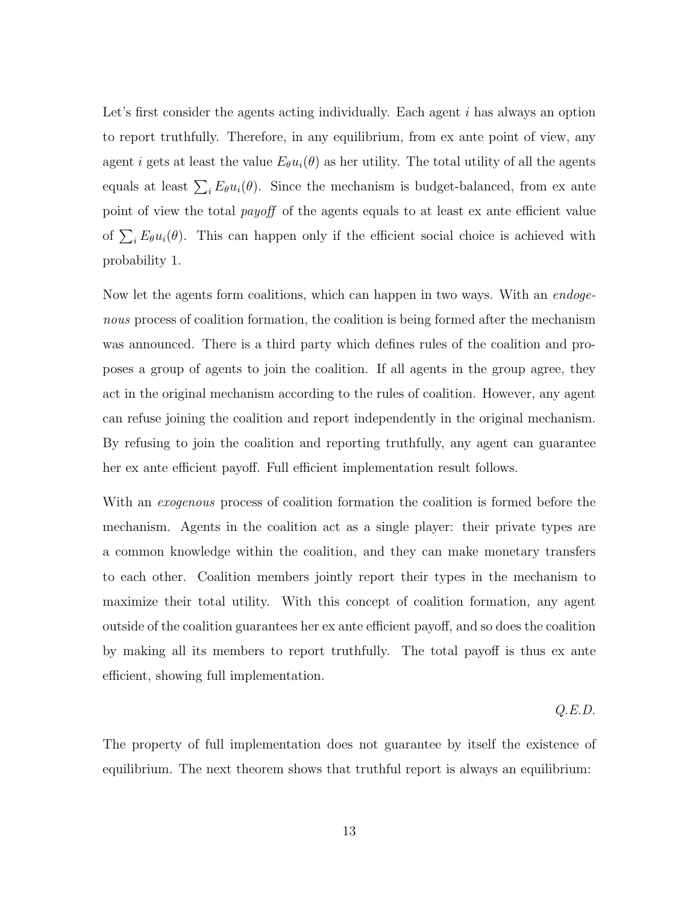Let's first consider the agents acting individually. Each agent $i$ has always an option to report truthfully. Therefore, in any equilibrium, from ex ante point of view, any agent $i$ gets at least the value $E_\theta u_i(\theta)$ as her utility. The total utility of all the agents equals at least $\sum_i E_\theta u_i(\theta)$. Since the mechanism is budget-balanced, from ex ante point of view the total *payoff* of the agents equals to at least ex ante efficient value of $\sum_i E_\theta u_i(\theta)$. This can happen only if the efficient social choice is achieved with probability 1.

Now let the agents form coalitions, which can happen in two ways. With an *endogenous* process of coalition formation, the coalition is being formed after the mechanism was announced. There is a third party which defines rules of the coalition and proposes a group of agents to join the coalition. If all agents in the group agree, they act in the original mechanism according to the rules of coalition. However, any agent can refuse joining the coalition and report independently in the original mechanism. By refusing to join the coalition and reporting truthfully, any agent can guarantee her ex ante efficient payoff. Full efficient implementation result follows.

With an *exogenous* process of coalition formation the coalition is formed before the mechanism. Agents in the coalition act as a single player: their private types are a common knowledge within the coalition, and they can make monetary transfers to each other. Coalition members jointly report their types in the mechanism to maximize their total utility. With this concept of coalition formation, any agent outside of the coalition guarantees her ex ante efficient payoff, and so does the coalition by making all its members to report truthfully. The total payoff is thus ex ante efficient, showing full implementation.

*Q.E.D.*

The property of full implementation does not guarantee by itself the existence of equilibrium. The next theorem shows that truthful report is always an equilibrium: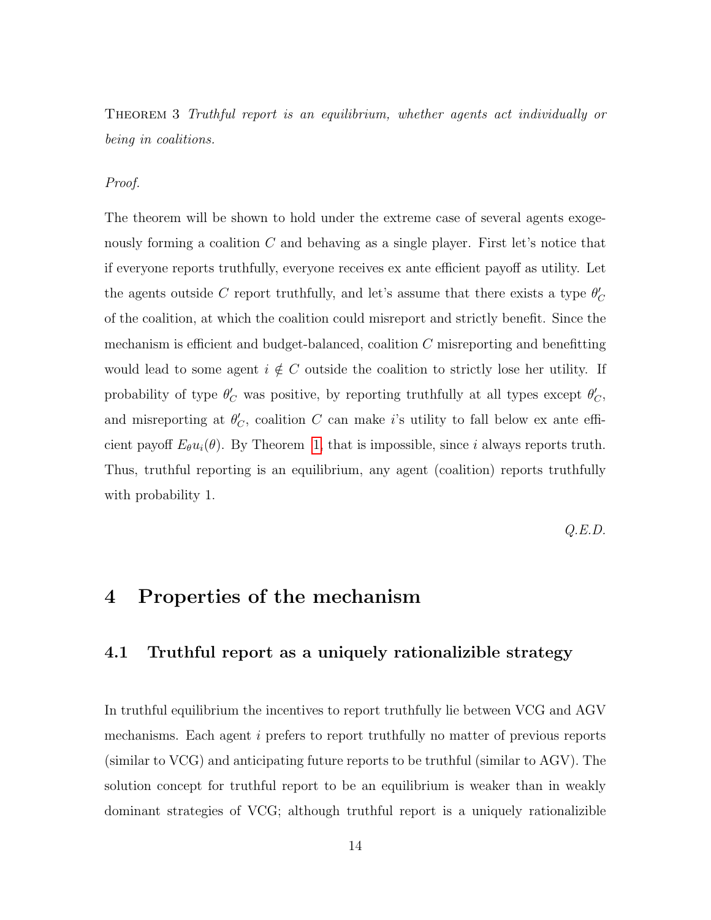Theorem 3 *Truthful report is an equilibrium, whether agents act individually or being in coalitions.*

*Proof.*

The theorem will be shown to hold under the extreme case of several agents exogenously forming a coalition $C$ and behaving as a single player. First let's notice that if everyone reports truthfully, everyone receives ex ante efficient payoff as utility. Let the agents outside $C$ report truthfully, and let's assume that there exists a type $\theta'_C$ of the coalition, at which the coalition could misreport and strictly benefit. Since the mechanism is efficient and budget-balanced, coalition $C$ misreporting and benefitting would lead to some agent $i \notin C$ outside the coalition to strictly lose her utility. If probability of type $\theta'_C$ was positive, by reporting truthfully at all types except $\theta'_C$, and misreporting at $\theta'_C$, coalition $C$ can make $i$'s utility to fall below ex ante efficient payoff $E_\theta u_i(\theta)$. By Theorem 1, that is impossible, since $i$ always reports truth. Thus, truthful reporting is an equilibrium, any agent (coalition) reports truthfully with probability 1.

*Q.E.D.*

# 4 Properties of the mechanism

## 4.1 Truthful report as a uniquely rationalizible strategy

In truthful equilibrium the incentives to report truthfully lie between VCG and AGV mechanisms. Each agent $i$ prefers to report truthfully no matter of previous reports (similar to VCG) and anticipating future reports to be truthful (similar to AGV). The solution concept for truthful report to be an equilibrium is weaker than in weakly dominant strategies of VCG; although truthful report is a uniquely rationalizible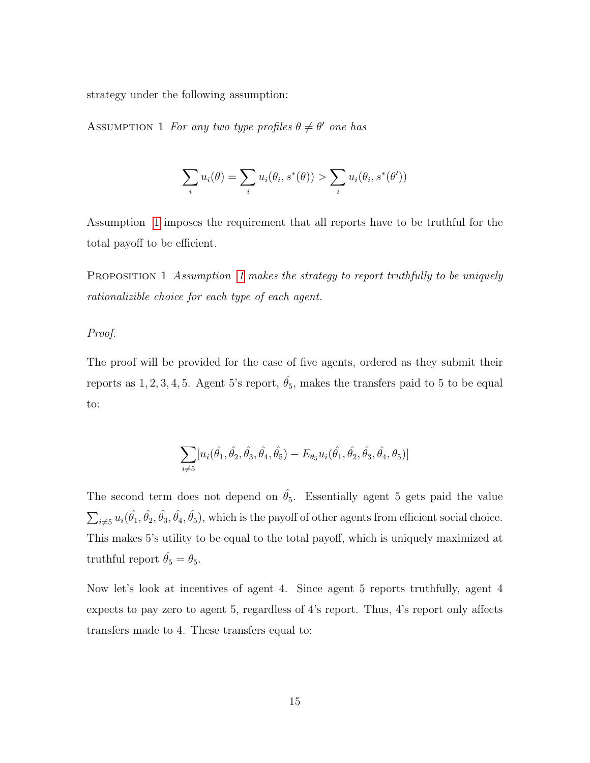strategy under the following assumption:

Assumption 1 *For any two type profiles $\theta \neq \theta'$ one has*

$$\sum_i u_i(\theta) = \sum_i u_i(\theta_i, s^*(\theta)) > \sum_i u_i(\theta_i, s^*(\theta'))$$

Assumption 1 imposes the requirement that all reports have to be truthful for the total payoff to be efficient.

Proposition 1 *Assumption 1 makes the strategy to report truthfully to be uniquely rationalizible choice for each type of each agent.*

*Proof.*

The proof will be provided for the case of five agents, ordered as they submit their reports as $1, 2, 3, 4, 5$. Agent 5's report, $\hat{\theta}_5$, makes the transfers paid to 5 to be equal to:

$$\sum_{i \neq 5} [u_i(\hat{\theta}_1, \hat{\theta}_2, \hat{\theta}_3, \hat{\theta}_4, \hat{\theta}_5) - E_{\theta_5} u_i(\hat{\theta}_1, \hat{\theta}_2, \hat{\theta}_3, \hat{\theta}_4, \theta_5)]$$

The second term does not depend on $\hat{\theta}_5$. Essentially agent 5 gets paid the value $\sum_{i \neq 5} u_i(\hat{\theta}_1, \hat{\theta}_2, \hat{\theta}_3, \hat{\theta}_4, \hat{\theta}_5)$, which is the payoff of other agents from efficient social choice. This makes 5's utility to be equal to the total payoff, which is uniquely maximized at truthful report $\hat{\theta}_5 = \theta_5$.

Now let's look at incentives of agent 4. Since agent 5 reports truthfully, agent 4 expects to pay zero to agent 5, regardless of 4's report. Thus, 4's report only affects transfers made to 4. These transfers equal to: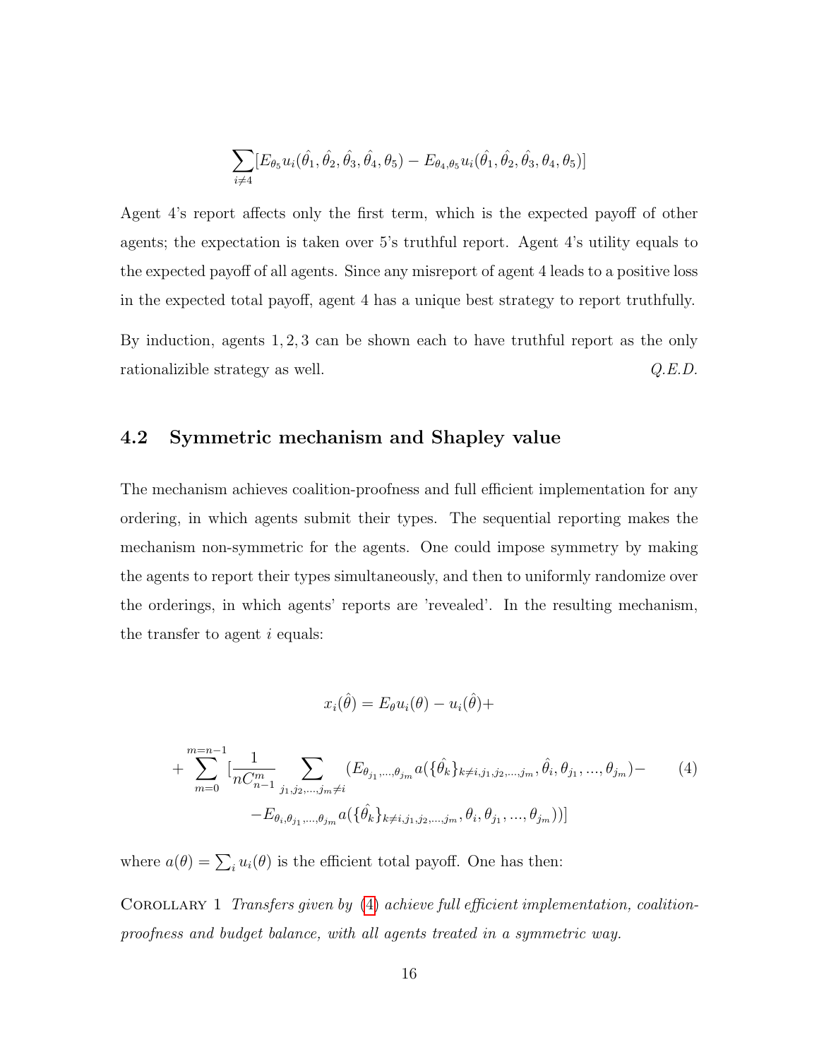$$\sum_{i \neq 4} [E_{\theta_5} u_i(\hat{\theta}_1, \hat{\theta}_2, \hat{\theta}_3, \hat{\theta}_4, \theta_5) - E_{\theta_4, \theta_5} u_i(\hat{\theta}_1, \hat{\theta}_2, \hat{\theta}_3, \theta_4, \theta_5)]$$

Agent 4's report affects only the first term, which is the expected payoff of other agents; the expectation is taken over 5's truthful report. Agent 4's utility equals to the expected payoff of all agents. Since any misreport of agent 4 leads to a positive loss in the expected total payoff, agent 4 has a unique best strategy to report truthfully.

By induction, agents $1, 2, 3$ can be shown each to have truthful report as the only rationalizible strategy as well. *Q.E.D.*

## 4.2 Symmetric mechanism and Shapley value

The mechanism achieves coalition-proofness and full efficient implementation for any ordering, in which agents submit their types. The sequential reporting makes the mechanism non-symmetric for the agents. One could impose symmetry by making the agents to report their types simultaneously, and then to uniformly randomize over the orderings, in which agents' reports are 'revealed'. In the resulting mechanism, the transfer to agent $i$ equals:

$$x_i(\hat{\theta}) = E_\theta u_i(\theta) - u_i(\hat{\theta}) +$$

$$+ \sum_{m=0}^{m=n-1} [\frac{1}{nC_{n-1}^m} \sum_{j_1, j_2, ..., j_m \neq i} (E_{\theta_{j_1}, ..., \theta_{j_m}} a(\{\hat{\theta}_k\}_{k \neq i, j_1, j_2, ..., j_m}, \hat{\theta}_i, \theta_{j_1}, ..., \theta_{j_m}) - \tag{4}$$
$$- E_{\theta_i, \theta_{j_1}, ..., \theta_{j_m}} a(\{\hat{\theta}_k\}_{k \neq i, j_1, j_2, ..., j_m}, \theta_i, \theta_{j_1}, ..., \theta_{j_m}))]$$

where $a(\theta) = \sum_i u_i(\theta)$ is the efficient total payoff. One has then:

Corollary 1 *Transfers given by (4) achieve full efficient implementation, coalition-proofness and budget balance, with all agents treated in a symmetric way.*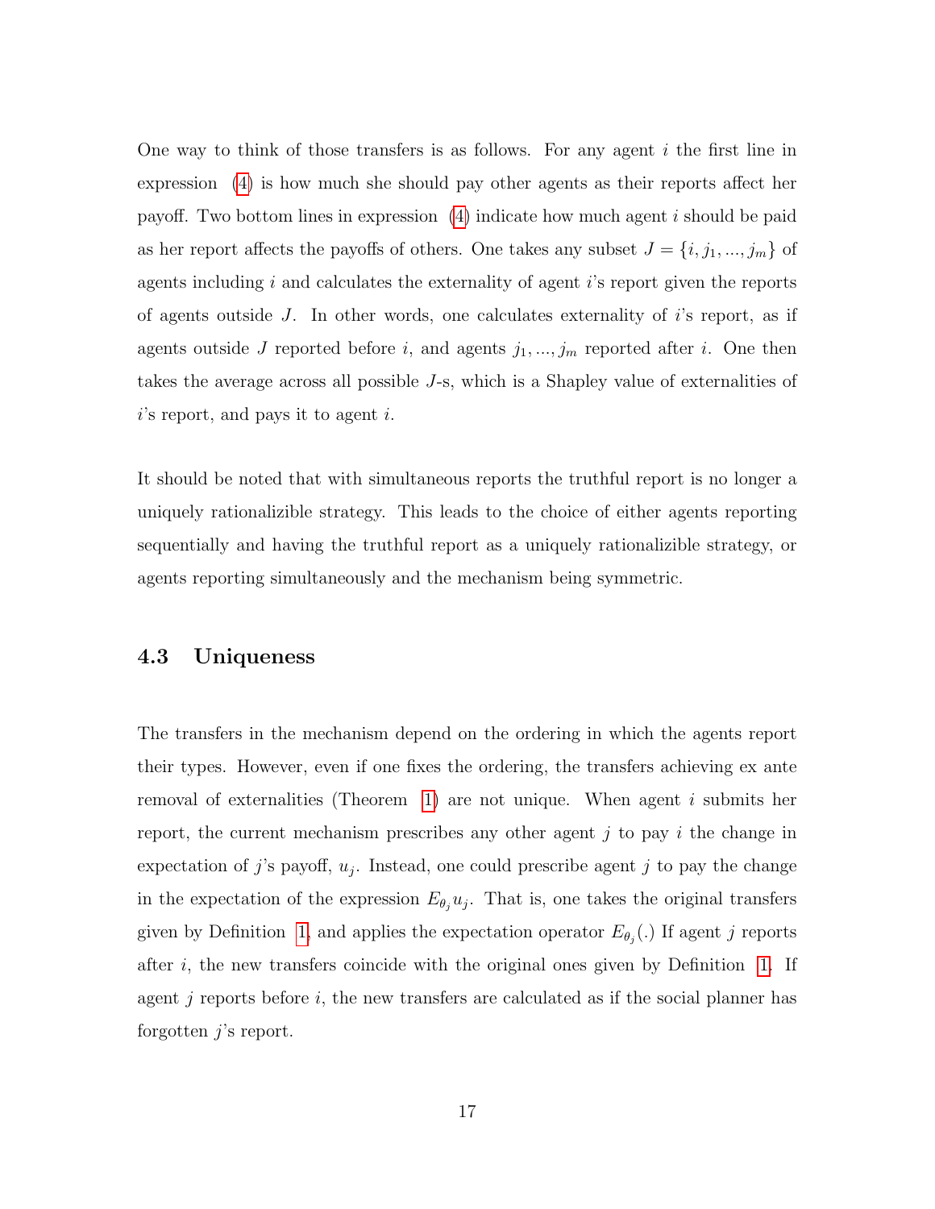One way to think of those transfers is as follows. For any agent $i$ the first line in expression (4) is how much she should pay other agents as their reports affect her payoff. Two bottom lines in expression (4) indicate how much agent $i$ should be paid as her report affects the payoffs of others. One takes any subset $J = \{i, j_1, ..., j_m\}$ of agents including $i$ and calculates the externality of agent $i$'s report given the reports of agents outside $J$. In other words, one calculates externality of $i$'s report, as if agents outside $J$ reported before $i$, and agents $j_1, ..., j_m$ reported after $i$. One then takes the average across all possible $J$-s, which is a Shapley value of externalities of $i$'s report, and pays it to agent $i$.

It should be noted that with simultaneous reports the truthful report is no longer a uniquely rationalizible strategy. This leads to the choice of either agents reporting sequentially and having the truthful report as a uniquely rationalizible strategy, or agents reporting simultaneously and the mechanism being symmetric.

### 4.3 Uniqueness

The transfers in the mechanism depend on the ordering in which the agents report their types. However, even if one fixes the ordering, the transfers achieving ex ante removal of externalities (Theorem 1) are not unique. When agent $i$ submits her report, the current mechanism prescribes any other agent $j$ to pay $i$ the change in expectation of $j$'s payoff, $u_j$. Instead, one could prescribe agent $j$ to pay the change in the expectation of the expression $E_{\theta_j} u_j$. That is, one takes the original transfers given by Definition 1, and applies the expectation operator $E_{\theta_j}(.)$ If agent $j$ reports after $i$, the new transfers coincide with the original ones given by Definition 1. If agent $j$ reports before $i$, the new transfers are calculated as if the social planner has forgotten $j$'s report.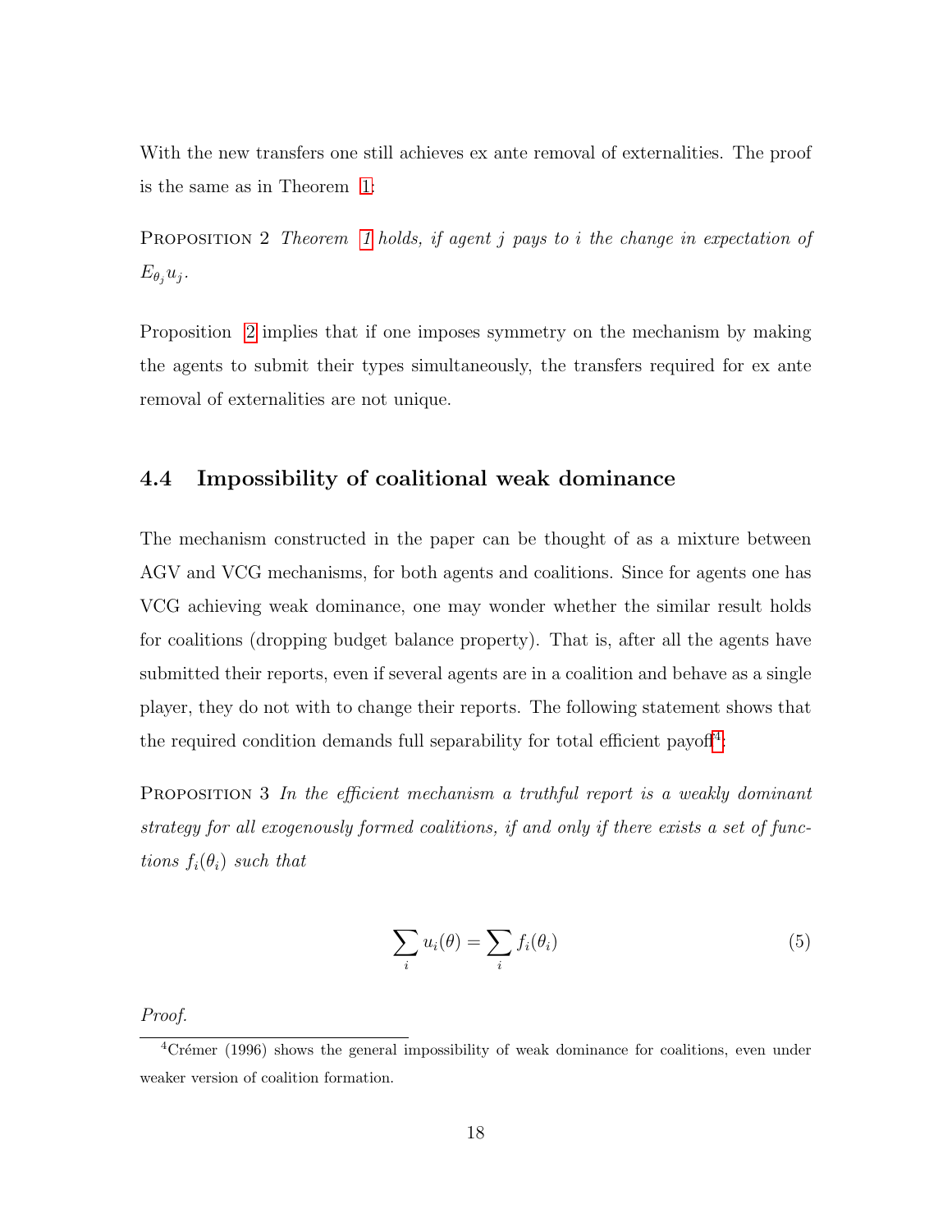With the new transfers one still achieves ex ante removal of externalities. The proof is the same as in Theorem 1:

Proposition 2 *Theorem 1 holds, if agent $j$ pays to $i$ the change in expectation of $E_{\theta_j} u_j$.*

Proposition 2 implies that if one imposes symmetry on the mechanism by making the agents to submit their types simultaneously, the transfers required for ex ante removal of externalities are not unique.

### 4.4 Impossibility of coalitional weak dominance

The mechanism constructed in the paper can be thought of as a mixture between AGV and VCG mechanisms, for both agents and coalitions. Since for agents one has VCG achieving weak dominance, one may wonder whether the similar result holds for coalitions (dropping budget balance property). That is, after all the agents have submitted their reports, even if several agents are in a coalition and behave as a single player, they do not with to change their reports. The following statement shows that the required condition demands full separability for total efficient payoff[4]:

Proposition 3 *In the efficient mechanism a truthful report is a weakly dominant strategy for all exogenously formed coalitions, if and only if there exists a set of functions $f_i(\theta_i)$ such that*

$$\sum_i u_i(\theta) = \sum_i f_i(\theta_i) \tag{5}$$

*Proof.*

[4] Crémer (1996) shows the general impossibility of weak dominance for coalitions, even under weaker version of coalition formation.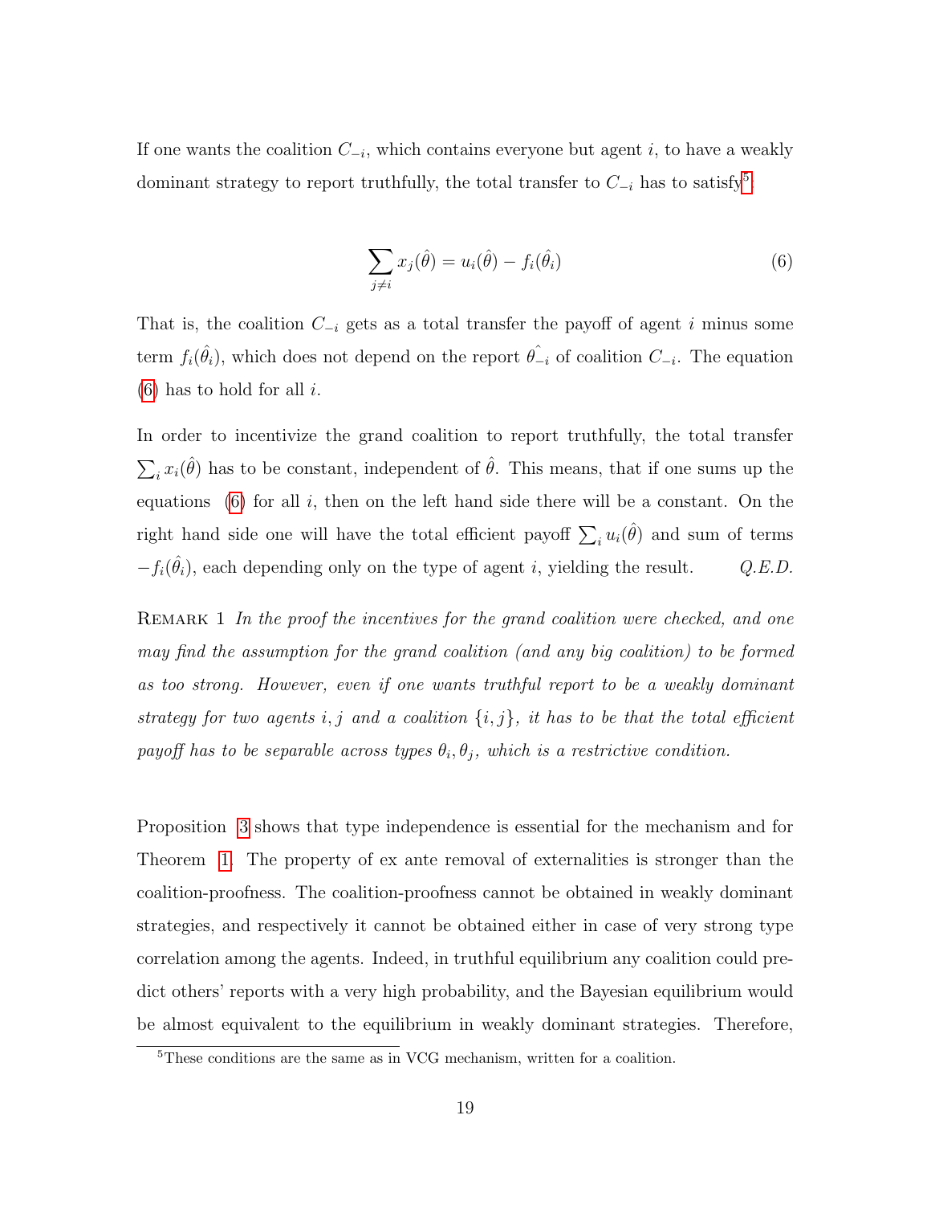If one wants the coalition $C_{-i}$, which contains everyone but agent $i$, to have a weakly dominant strategy to report truthfully, the total transfer to $C_{-i}$ has to satisfy[5]:

$$\sum_{j \neq i} x_j(\hat{\theta}) = u_i(\hat{\theta}) - f_i(\hat{\theta}_i) \tag{6}$$

That is, the coalition $C_{-i}$ gets as a total transfer the payoff of agent $i$ minus some term $f_i(\hat{\theta}_i)$, which does not depend on the report $\hat{\theta_{-i}}$ of coalition $C_{-i}$. The equation (6) has to hold for all $i$.

In order to incentivize the grand coalition to report truthfully, the total transfer $\sum_i x_i(\hat{\theta})$ has to be constant, independent of $\hat{\theta}$. This means, that if one sums up the equations (6) for all $i$, then on the left hand side there will be a constant. On the right hand side one will have the total efficient payoff $\sum_i u_i(\hat{\theta})$ and sum of terms $-f_i(\hat{\theta}_i)$, each depending only on the type of agent $i$, yielding the result. *Q.E.D.*

Remark 1 *In the proof the incentives for the grand coalition were checked, and one may find the assumption for the grand coalition (and any big coalition) to be formed as too strong. However, even if one wants truthful report to be a weakly dominant strategy for two agents $i, j$ and a coalition $\{i, j\}$, it has to be that the total efficient payoff has to be separable across types $\theta_i, \theta_j$, which is a restrictive condition.*

Proposition 3 shows that type independence is essential for the mechanism and for Theorem 1. The property of ex ante removal of externalities is stronger than the coalition-proofness. The coalition-proofness cannot be obtained in weakly dominant strategies, and respectively it cannot be obtained either in case of very strong type correlation among the agents. Indeed, in truthful equilibrium any coalition could predict others' reports with a very high probability, and the Bayesian equilibrium would be almost equivalent to the equilibrium in weakly dominant strategies. Therefore,

[5]These conditions are the same as in VCG mechanism, written for a coalition.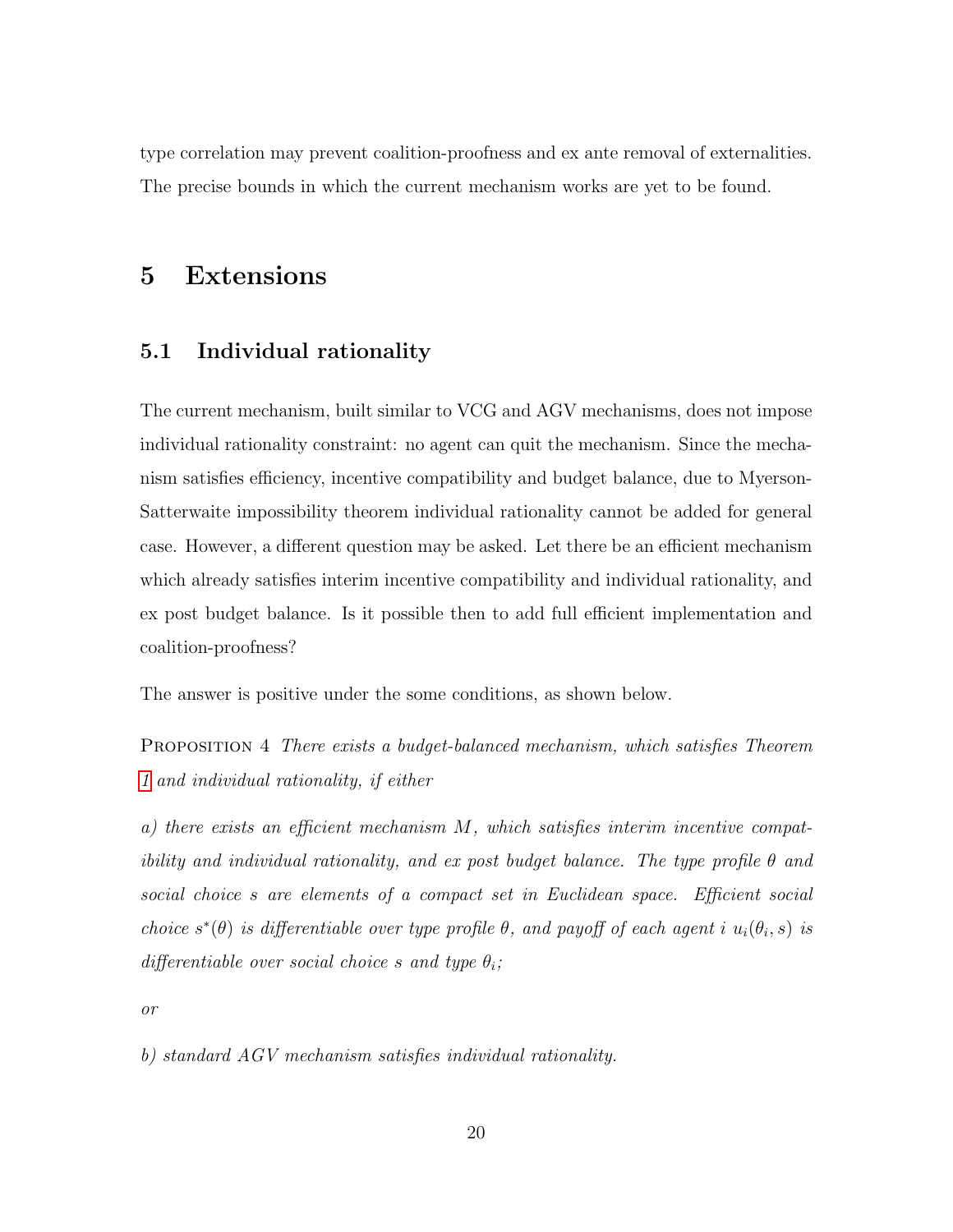type correlation may prevent coalition-proofness and ex ante removal of externalities. The precise bounds in which the current mechanism works are yet to be found.

# 5 Extensions

## 5.1 Individual rationality

The current mechanism, built similar to VCG and AGV mechanisms, does not impose individual rationality constraint: no agent can quit the mechanism. Since the mechanism satisfies efficiency, incentive compatibility and budget balance, due to Myerson-Satterwaite impossibility theorem individual rationality cannot be added for general case. However, a different question may be asked. Let there be an efficient mechanism which already satisfies interim incentive compatibility and individual rationality, and ex post budget balance. Is it possible then to add full efficient implementation and coalition-proofness?

The answer is positive under the some conditions, as shown below.

PROPOSITION 4 *There exists a budget-balanced mechanism, which satisfies Theorem 1 and individual rationality, if either*

*a) there exists an efficient mechanism $M$, which satisfies interim incentive compatibility and individual rationality, and ex post budget balance. The type profile $\theta$ and social choice $s$ are elements of a compact set in Euclidean space. Efficient social choice $s^*(\theta)$ is differentiable over type profile $\theta$, and payoff of each agent $i$ $u_i(\theta_i, s)$ is differentiable over social choice $s$ and type $\theta_i$;*

*or*

*b) standard AGV mechanism satisfies individual rationality.*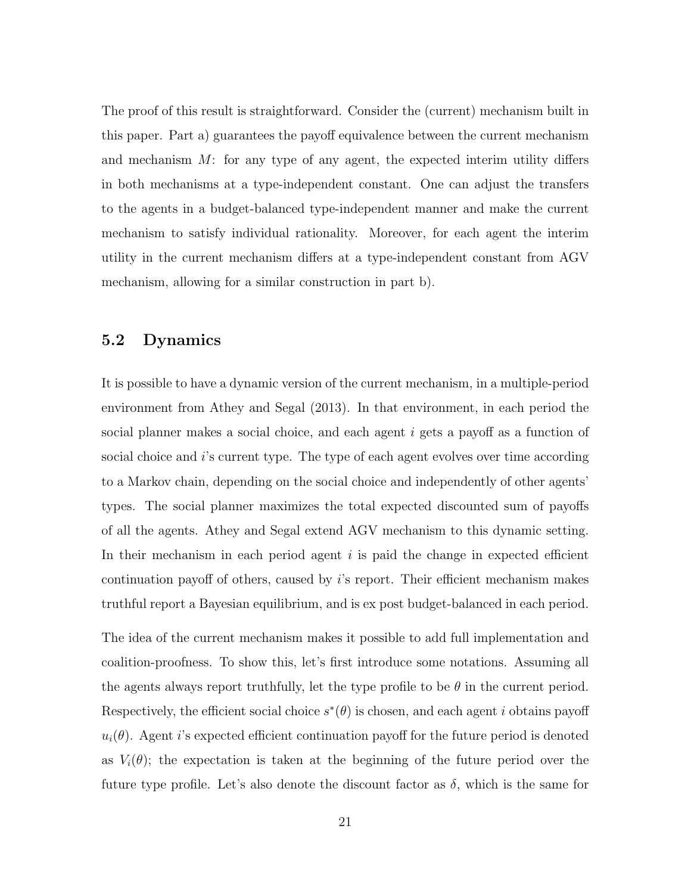The proof of this result is straightforward. Consider the (current) mechanism built in this paper. Part a) guarantees the payoff equivalence between the current mechanism and mechanism $M$: for any type of any agent, the expected interim utility differs in both mechanisms at a type-independent constant. One can adjust the transfers to the agents in a budget-balanced type-independent manner and make the current mechanism to satisfy individual rationality. Moreover, for each agent the interim utility in the current mechanism differs at a type-independent constant from AGV mechanism, allowing for a similar construction in part b).

### 5.2 Dynamics

It is possible to have a dynamic version of the current mechanism, in a multiple-period environment from Athey and Segal (2013). In that environment, in each period the social planner makes a social choice, and each agent $i$ gets a payoff as a function of social choice and $i$'s current type. The type of each agent evolves over time according to a Markov chain, depending on the social choice and independently of other agents' types. The social planner maximizes the total expected discounted sum of payoffs of all the agents. Athey and Segal extend AGV mechanism to this dynamic setting. In their mechanism in each period agent $i$ is paid the change in expected efficient continuation payoff of others, caused by $i$'s report. Their efficient mechanism makes truthful report a Bayesian equilibrium, and is ex post budget-balanced in each period.

The idea of the current mechanism makes it possible to add full implementation and coalition-proofness. To show this, let's first introduce some notations. Assuming all the agents always report truthfully, let the type profile to be $\theta$ in the current period. Respectively, the efficient social choice $s^*(\theta)$ is chosen, and each agent $i$ obtains payoff $u_i(\theta)$. Agent $i$'s expected efficient continuation payoff for the future period is denoted as $V_i(\theta)$; the expectation is taken at the beginning of the future period over the future type profile. Let's also denote the discount factor as $\delta$, which is the same for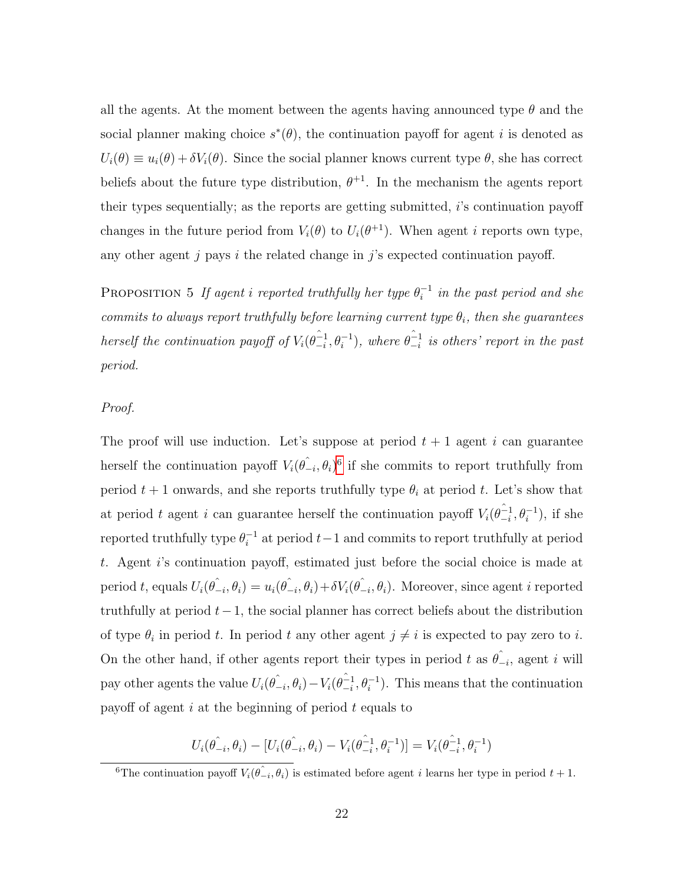all the agents. At the moment between the agents having announced type $\theta$ and the social planner making choice $s^*(\theta)$, the continuation payoff for agent $i$ is denoted as $U_i(\theta) \equiv u_i(\theta) + \delta V_i(\theta)$. Since the social planner knows current type $\theta$, she has correct beliefs about the future type distribution, $\theta^{+1}$. In the mechanism the agents report their types sequentially; as the reports are getting submitted, $i$'s continuation payoff changes in the future period from $V_i(\theta)$ to $U_i(\theta^{+1})$. When agent $i$ reports own type, any other agent $j$ pays $i$ the related change in $j$'s expected continuation payoff.

Proposition 5 *If agent $i$ reported truthfully her type $\theta_i^{-1}$ in the past period and she commits to always report truthfully before learning current type $\theta_i$, then she guarantees herself the continuation payoff of $V_i(\hat{\theta}_{-i}^{-1}, \theta_i^{-1})$, where $\hat{\theta}_{-i}^{-1}$ is others' report in the past period.*

*Proof.*

The proof will use induction. Let's suppose at period $t+1$ agent $i$ can guarantee herself the continuation payoff $V_i(\hat{\theta}_{-i}, \theta_i)$[6] if she commits to report truthfully from period $t+1$ onwards, and she reports truthfully type $\theta_i$ at period $t$. Let's show that at period $t$ agent $i$ can guarantee herself the continuation payoff $V_i(\hat{\theta}_{-i}^{-1}, \theta_i^{-1})$, if she reported truthfully type $\theta_i^{-1}$ at period $t-1$ and commits to report truthfully at period $t$. Agent $i$'s continuation payoff, estimated just before the social choice is made at period $t$, equals $U_i(\hat{\theta}_{-i}, \theta_i) = u_i(\hat{\theta}_{-i}, \theta_i) + \delta V_i(\hat{\theta}_{-i}, \theta_i)$. Moreover, since agent $i$ reported truthfully at period $t-1$, the social planner has correct beliefs about the distribution of type $\theta_i$ in period $t$. In period $t$ any other agent $j \neq i$ is expected to pay zero to $i$. On the other hand, if other agents report their types in period $t$ as $\hat{\theta}_{-i}$, agent $i$ will pay other agents the value $U_i(\hat{\theta}_{-i}, \theta_i) - V_i(\hat{\theta}_{-i}^{-1}, \theta_i^{-1})$. This means that the continuation payoff of agent $i$ at the beginning of period $t$ equals to

$$U_i(\hat{\theta}_{-i}, \theta_i) - [U_i(\hat{\theta}_{-i}, \theta_i) - V_i(\hat{\theta}_{-i}^{-1}, \theta_i^{-1})] = V_i(\hat{\theta}_{-i}^{-1}, \theta_i^{-1})$$

[6] The continuation payoff $V_i(\hat{\theta}_{-i}, \theta_i)$ is estimated before agent $i$ learns her type in period $t+1$.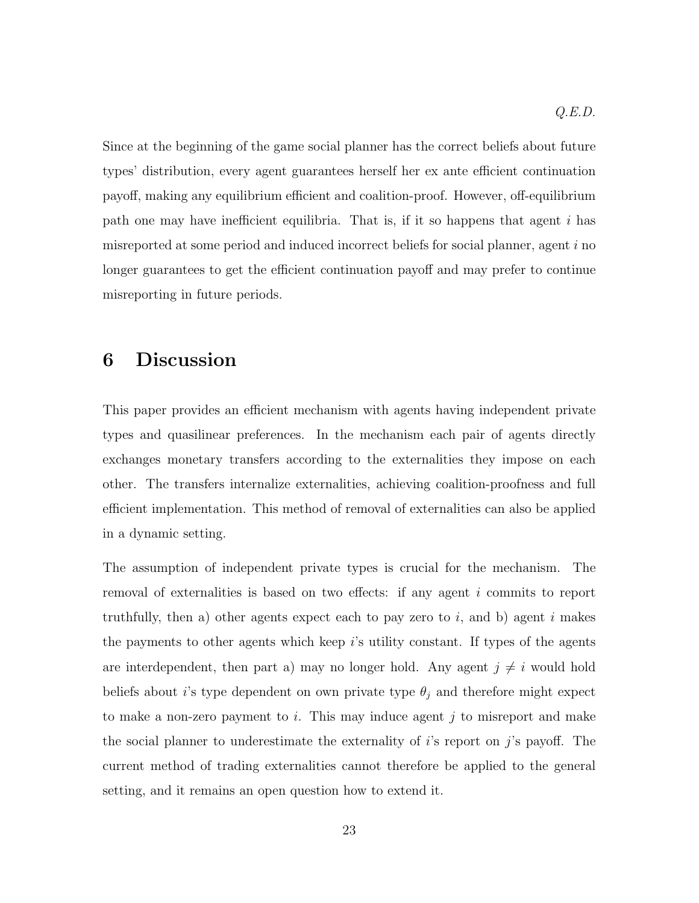*Q.E.D.*

Since at the beginning of the game social planner has the correct beliefs about future types' distribution, every agent guarantees herself her ex ante efficient continuation payoff, making any equilibrium efficient and coalition-proof. However, off-equilibrium path one may have inefficient equilibria. That is, if it so happens that agent $i$ has misreported at some period and induced incorrect beliefs for social planner, agent $i$ no longer guarantees to get the efficient continuation payoff and may prefer to continue misreporting in future periods.

# 6 Discussion

This paper provides an efficient mechanism with agents having independent private types and quasilinear preferences. In the mechanism each pair of agents directly exchanges monetary transfers according to the externalities they impose on each other. The transfers internalize externalities, achieving coalition-proofness and full efficient implementation. This method of removal of externalities can also be applied in a dynamic setting.

The assumption of independent private types is crucial for the mechanism. The removal of externalities is based on two effects: if any agent $i$ commits to report truthfully, then a) other agents expect each to pay zero to $i$, and b) agent $i$ makes the payments to other agents which keep $i$'s utility constant. If types of the agents are interdependent, then part a) may no longer hold. Any agent $j \neq i$ would hold beliefs about $i$'s type dependent on own private type $\theta_j$ and therefore might expect to make a non-zero payment to $i$. This may induce agent $j$ to misreport and make the social planner to underestimate the externality of $i$'s report on $j$'s payoff. The current method of trading externalities cannot therefore be applied to the general setting, and it remains an open question how to extend it.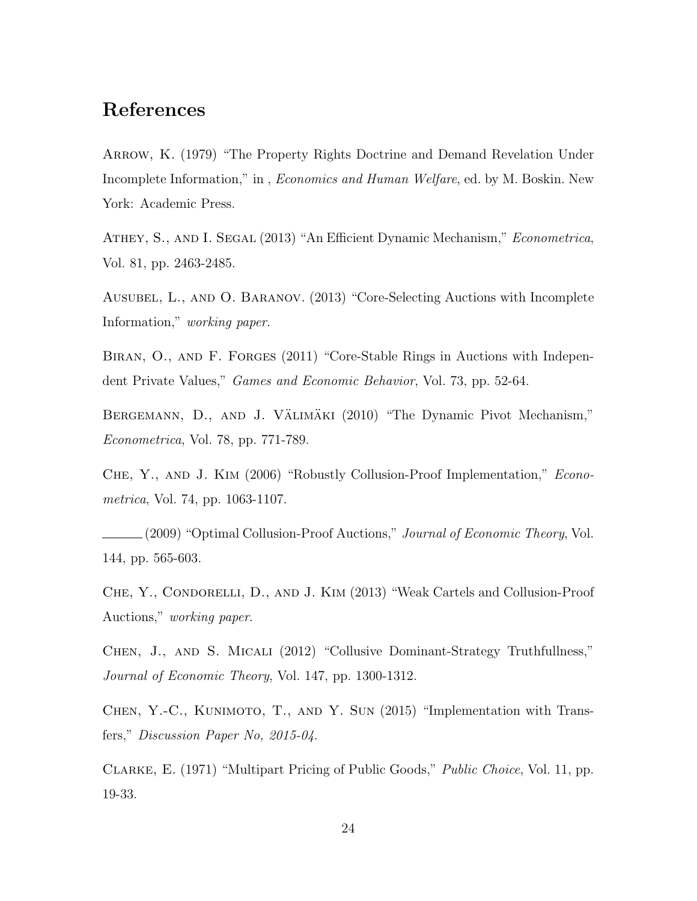## References

Arrow, K. (1979) "The Property Rights Doctrine and Demand Revelation Under Incomplete Information," in , *Economics and Human Welfare*, ed. by M. Boskin. New York: Academic Press.

Athey, S., and I. Segal (2013) "An Efficient Dynamic Mechanism," *Econometrica*, Vol. 81, pp. 2463-2485.

Ausubel, L., and O. Baranov. (2013) "Core-Selecting Auctions with Incomplete Information," *working paper*.

Biran, O., and F. Forges (2011) "Core-Stable Rings in Auctions with Independent Private Values," *Games and Economic Behavior*, Vol. 73, pp. 52-64.

Bergemann, D., and J. Välimäki (2010) "The Dynamic Pivot Mechanism," *Econometrica*, Vol. 78, pp. 771-789.

Che, Y., and J. Kim (2006) "Robustly Collusion-Proof Implementation," *Econometrica*, Vol. 74, pp. 1063-1107.

\_\_\_\_\_\_ (2009) "Optimal Collusion-Proof Auctions," *Journal of Economic Theory*, Vol. 144, pp. 565-603.

Che, Y., Condorelli, D., and J. Kim (2013) "Weak Cartels and Collusion-Proof Auctions," *working paper*.

Chen, J., and S. Micali (2012) "Collusive Dominant-Strategy Truthfullness," *Journal of Economic Theory*, Vol. 147, pp. 1300-1312.

Chen, Y.-C., Kunimoto, T., and Y. Sun (2015) "Implementation with Transfers," *Discussion Paper No, 2015-04*.

Clarke, E. (1971) "Multipart Pricing of Public Goods," *Public Choice*, Vol. 11, pp. 19-33.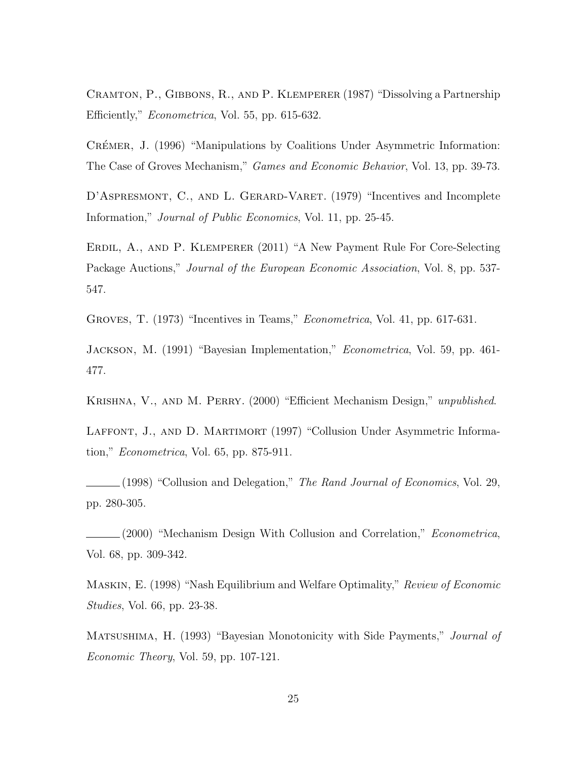Cramton, P., Gibbons, R., and P. Klemperer (1987) "Dissolving a Partnership Efficiently," *Econometrica*, Vol. 55, pp. 615-632.

Crémer, J. (1996) "Manipulations by Coalitions Under Asymmetric Information: The Case of Groves Mechanism," *Games and Economic Behavior*, Vol. 13, pp. 39-73.

D'Aspresmont, C., and L. Gerard-Varet. (1979) "Incentives and Incomplete Information," *Journal of Public Economics*, Vol. 11, pp. 25-45.

Erdil, A., and P. Klemperer (2011) "A New Payment Rule For Core-Selecting Package Auctions," *Journal of the European Economic Association*, Vol. 8, pp. 537-547.

Groves, T. (1973) "Incentives in Teams," *Econometrica*, Vol. 41, pp. 617-631.

Jackson, M. (1991) "Bayesian Implementation," *Econometrica*, Vol. 59, pp. 461-477.

Krishna, V., and M. Perry. (2000) "Efficient Mechanism Design," *unpublished*.

Laffont, J., and D. Martimort (1997) "Collusion Under Asymmetric Information," *Econometrica*, Vol. 65, pp. 875-911.

______ (1998) "Collusion and Delegation," *The Rand Journal of Economics*, Vol. 29, pp. 280-305.

______ (2000) "Mechanism Design With Collusion and Correlation," *Econometrica*, Vol. 68, pp. 309-342.

Maskin, E. (1998) "Nash Equilibrium and Welfare Optimality," *Review of Economic Studies*, Vol. 66, pp. 23-38.

Matsushima, H. (1993) "Bayesian Monotonicity with Side Payments," *Journal of Economic Theory*, Vol. 59, pp. 107-121.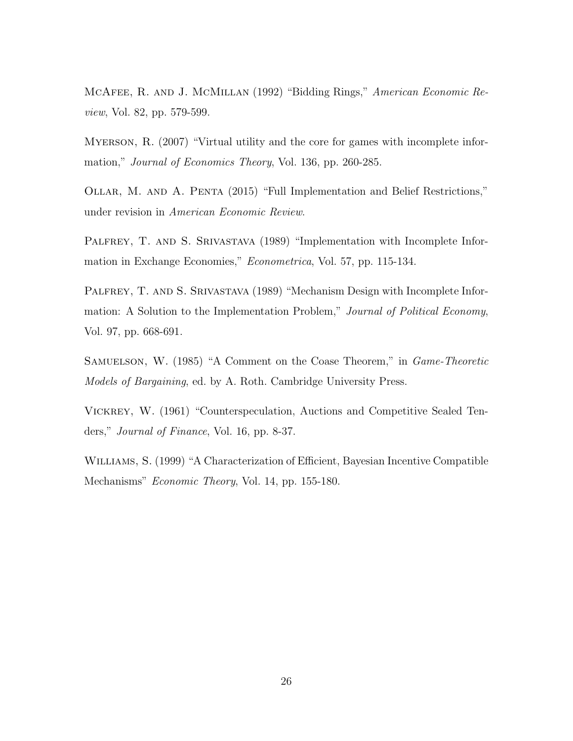McAfee, R. and J. McMillan (1992) "Bidding Rings," *American Economic Review*, Vol. 82, pp. 579-599.

Myerson, R. (2007) "Virtual utility and the core for games with incomplete information," *Journal of Economics Theory*, Vol. 136, pp. 260-285.

Ollar, M. and A. Penta (2015) "Full Implementation and Belief Restrictions," under revision in *American Economic Review*.

Palfrey, T. and S. Srivastava (1989) "Implementation with Incomplete Information in Exchange Economies," *Econometrica*, Vol. 57, pp. 115-134.

Palfrey, T. and S. Srivastava (1989) "Mechanism Design with Incomplete Information: A Solution to the Implementation Problem," *Journal of Political Economy*, Vol. 97, pp. 668-691.

Samuelson, W. (1985) "A Comment on the Coase Theorem," in *Game-Theoretic Models of Bargaining*, ed. by A. Roth. Cambridge University Press.

Vickrey, W. (1961) "Counterspeculation, Auctions and Competitive Sealed Tenders," *Journal of Finance*, Vol. 16, pp. 8-37.

Williams, S. (1999) "A Characterization of Efficient, Bayesian Incentive Compatible Mechanisms" *Economic Theory*, Vol. 14, pp. 155-180.